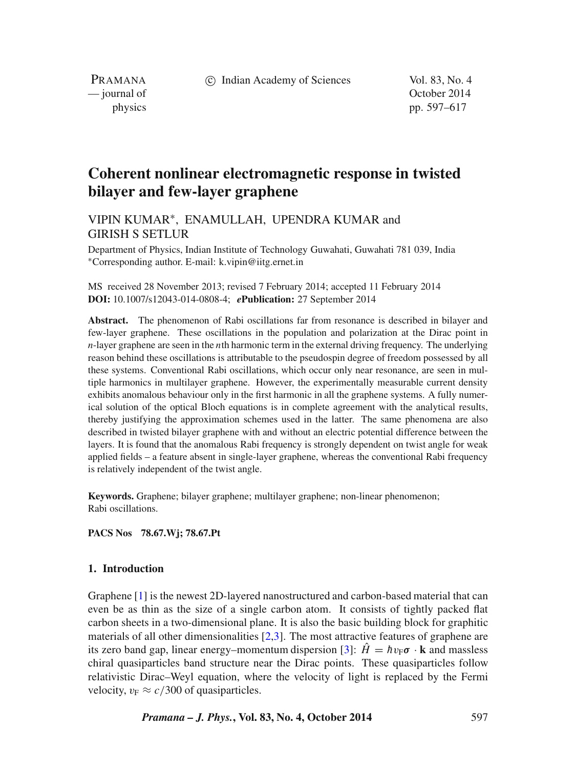# Coherent nonlinear electromagnetic response in twisted bilayer and few-layer graphene

VIPIN KUMAR*, ENAMULLAH, UPENDRA KUMAR and GIRISH S SETLUR

Department of Physics, Indian Institute of Technology Guwahati, Guwahati 781 039, India
*Corresponding author. E-mail: k.vipin@iitg.ernet.in

MS received 28 November 2013; revised 7 February 2014; accepted 11 February 2014
**DOI:** 10.1007/s12043-014-0808-4; ***e*Publication:** 27 September 2014

**Abstract.** The phenomenon of Rabi oscillations far from resonance is described in bilayer and few-layer graphene. These oscillations in the population and polarization at the Dirac point in $n$-layer graphene are seen in the $n$th harmonic term in the external driving frequency. The underlying reason behind these oscillations is attributable to the pseudospin degree of freedom possessed by all these systems. Conventional Rabi oscillations, which occur only near resonance, are seen in multiple harmonics in multilayer graphene. However, the experimentally measurable current density exhibits anomalous behaviour only in the first harmonic in all the graphene systems. A fully numerical solution of the optical Bloch equations is in complete agreement with the analytical results, thereby justifying the approximation schemes used in the latter. The same phenomena are also described in twisted bilayer graphene with and without an electric potential difference between the layers. It is found that the anomalous Rabi frequency is strongly dependent on twist angle for weak applied fields – a feature absent in single-layer graphene, whereas the conventional Rabi frequency is relatively independent of the twist angle.

**Keywords.** Graphene; bilayer graphene; multilayer graphene; non-linear phenomenon; Rabi oscillations.

**PACS Nos 78.67.Wj; 78.67.Pt**

## 1. Introduction

Graphene [1] is the newest 2D-layered nanostructured and carbon-based material that can even be as thin as the size of a single carbon atom. It consists of tightly packed flat carbon sheets in a two-dimensional plane. It is also the basic building block for graphitic materials of all other dimensionalities [2,3]. The most attractive features of graphene are its zero band gap, linear energy–momentum dispersion [3]: $\hat{H} = \hbar v_{\text{F}} \boldsymbol{\sigma} \cdot \mathbf{k}$ and massless chiral quasiparticles band structure near the Dirac points. These quasiparticles follow relativistic Dirac–Weyl equation, where the velocity of light is replaced by the Fermi velocity, $v_{\text{F}} \approx c/300$ of quasiparticles.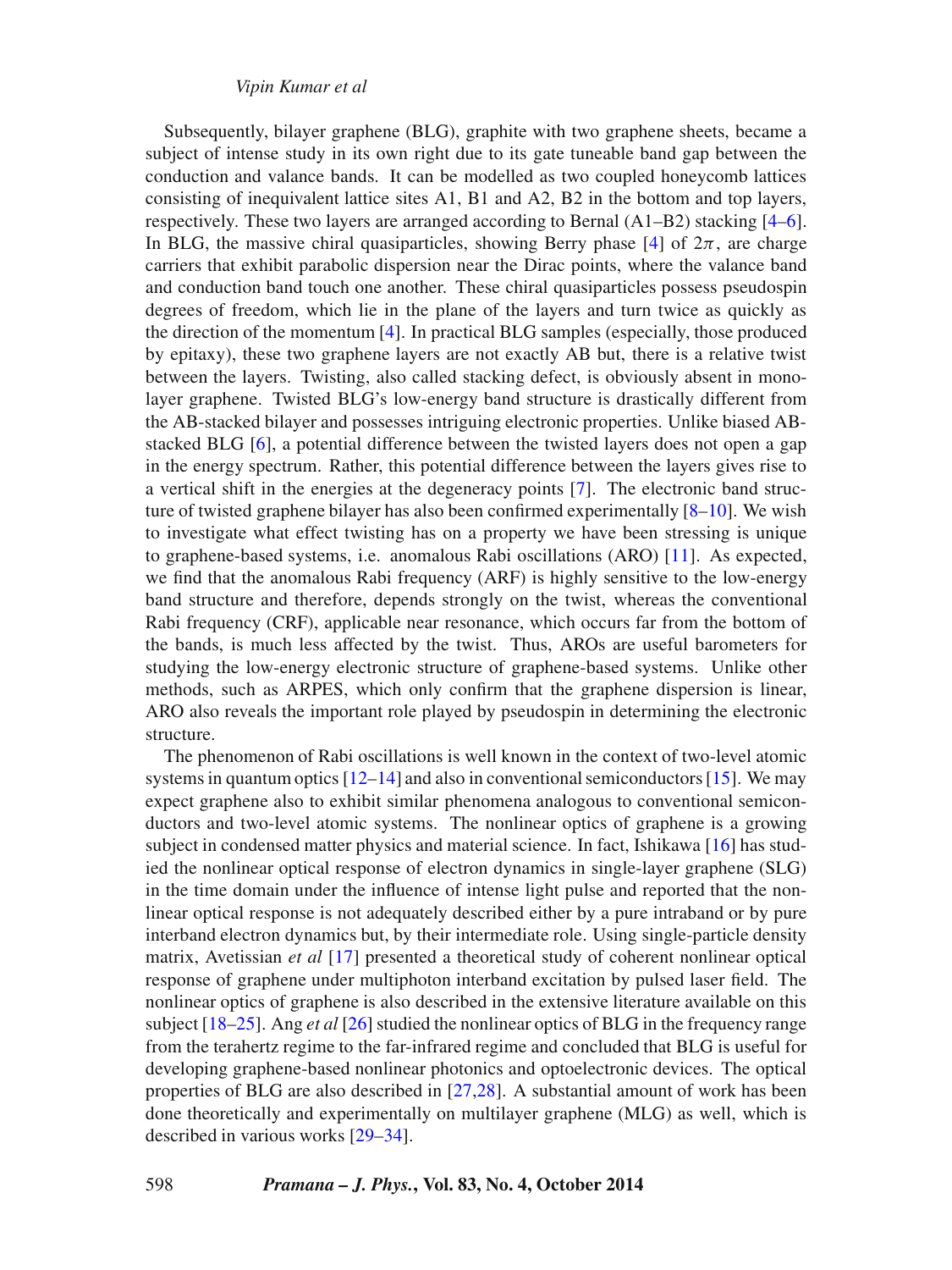Subsequently, bilayer graphene (BLG), graphite with two graphene sheets, became a subject of intense study in its own right due to its gate tuneable band gap between the conduction and valance bands. It can be modelled as two coupled honeycomb lattices consisting of inequivalent lattice sites A1, B1 and A2, B2 in the bottom and top layers, respectively. These two layers are arranged according to Bernal (A1–B2) stacking [4–6]. In BLG, the massive chiral quasiparticles, showing Berry phase [4] of $2\pi$, are charge carriers that exhibit parabolic dispersion near the Dirac points, where the valance band and conduction band touch one another. These chiral quasiparticles possess pseudospin degrees of freedom, which lie in the plane of the layers and turn twice as quickly as the direction of the momentum [4]. In practical BLG samples (especially, those produced by epitaxy), these two graphene layers are not exactly AB but, there is a relative twist between the layers. Twisting, also called stacking defect, is obviously absent in monolayer graphene. Twisted BLG's low-energy band structure is drastically different from the AB-stacked bilayer and possesses intriguing electronic properties. Unlike biased AB-stacked BLG [6], a potential difference between the twisted layers does not open a gap in the energy spectrum. Rather, this potential difference between the layers gives rise to a vertical shift in the energies at the degeneracy points [7]. The electronic band structure of twisted graphene bilayer has also been confirmed experimentally [8–10]. We wish to investigate what effect twisting has on a property we have been stressing is unique to graphene-based systems, i.e. anomalous Rabi oscillations (ARO) [11]. As expected, we find that the anomalous Rabi frequency (ARF) is highly sensitive to the low-energy band structure and therefore, depends strongly on the twist, whereas the conventional Rabi frequency (CRF), applicable near resonance, which occurs far from the bottom of the bands, is much less affected by the twist. Thus, AROs are useful barometers for studying the low-energy electronic structure of graphene-based systems. Unlike other methods, such as ARPES, which only confirm that the graphene dispersion is linear, ARO also reveals the important role played by pseudospin in determining the electronic structure.

The phenomenon of Rabi oscillations is well known in the context of two-level atomic systems in quantum optics [12–14] and also in conventional semiconductors [15]. We may expect graphene also to exhibit similar phenomena analogous to conventional semiconductors and two-level atomic systems. The nonlinear optics of graphene is a growing subject in condensed matter physics and material science. In fact, Ishikawa [16] has studied the nonlinear optical response of electron dynamics in single-layer graphene (SLG) in the time domain under the influence of intense light pulse and reported that the nonlinear optical response is not adequately described either by a pure intraband or by pure interband electron dynamics but, by their intermediate role. Using single-particle density matrix, Avetissian *et al* [17] presented a theoretical study of coherent nonlinear optical response of graphene under multiphoton interband excitation by pulsed laser field. The nonlinear optics of graphene is also described in the extensive literature available on this subject [18–25]. Ang *et al* [26] studied the nonlinear optics of BLG in the frequency range from the terahertz regime to the far-infrared regime and concluded that BLG is useful for developing graphene-based nonlinear photonics and optoelectronic devices. The optical properties of BLG are also described in [27,28]. A substantial amount of work has been done theoretically and experimentally on multilayer graphene (MLG) as well, which is described in various works [29–34].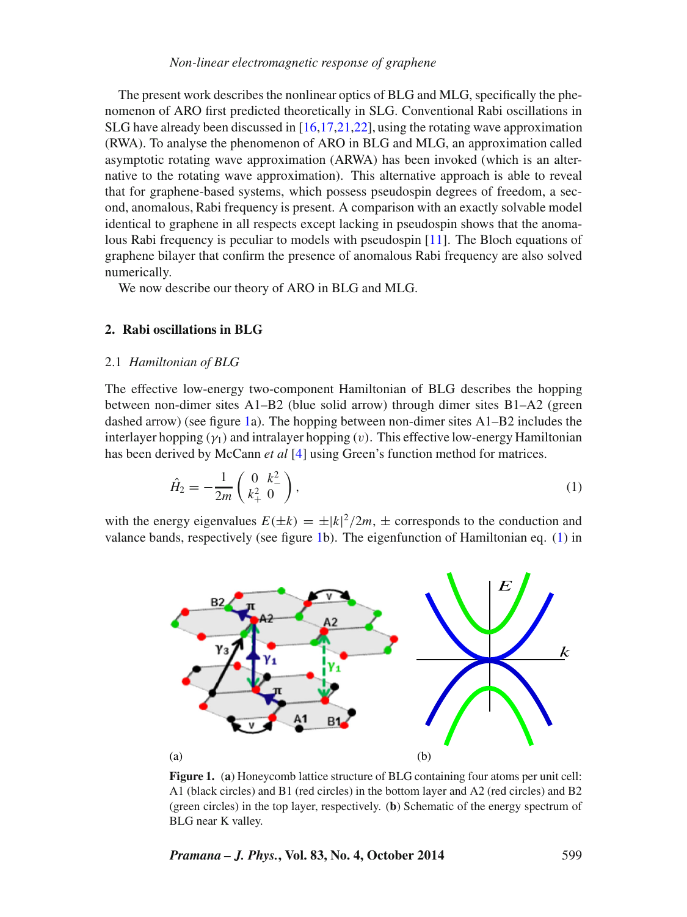The present work describes the nonlinear optics of BLG and MLG, specifically the phenomenon of ARO first predicted theoretically in SLG. Conventional Rabi oscillations in SLG have already been discussed in [16,17,21,22], using the rotating wave approximation (RWA). To analyse the phenomenon of ARO in BLG and MLG, an approximation called asymptotic rotating wave approximation (ARWA) has been invoked (which is an alternative to the rotating wave approximation). This alternative approach is able to reveal that for graphene-based systems, which possess pseudospin degrees of freedom, a second, anomalous, Rabi frequency is present. A comparison with an exactly solvable model identical to graphene in all respects except lacking in pseudospin shows that the anomalous Rabi frequency is peculiar to models with pseudospin [11]. The Bloch equations of graphene bilayer that confirm the presence of anomalous Rabi frequency are also solved numerically.

We now describe our theory of ARO in BLG and MLG.

## 2. Rabi oscillations in BLG

### 2.1 *Hamiltonian of BLG*

The effective low-energy two-component Hamiltonian of BLG describes the hopping between non-dimer sites A1–B2 (blue solid arrow) through dimer sites B1–A2 (green dashed arrow) (see figure 1a). The hopping between non-dimer sites A1–B2 includes the interlayer hopping ($\gamma_1$) and intralayer hopping ($v$). This effective low-energy Hamiltonian has been derived by McCann *et al* [4] using Green's function method for matrices.

$$\hat{H}_2 = -\frac{1}{2m}\begin{pmatrix} 0 & k_-^2 \\ k_+^2 & 0 \end{pmatrix}, \tag{1}$$

with the energy eigenvalues $E(\pm k) = \pm|k|^2/2m$, $\pm$ corresponds to the conduction and valance bands, respectively (see figure 1b). The eigenfunction of Hamiltonian eq. (1) in

(a) (b)

**Figure 1.** (**a**) Honeycomb lattice structure of BLG containing four atoms per unit cell: A1 (black circles) and B1 (red circles) in the bottom layer and A2 (red circles) and B2 (green circles) in the top layer, respectively. (**b**) Schematic of the energy spectrum of BLG near K valley.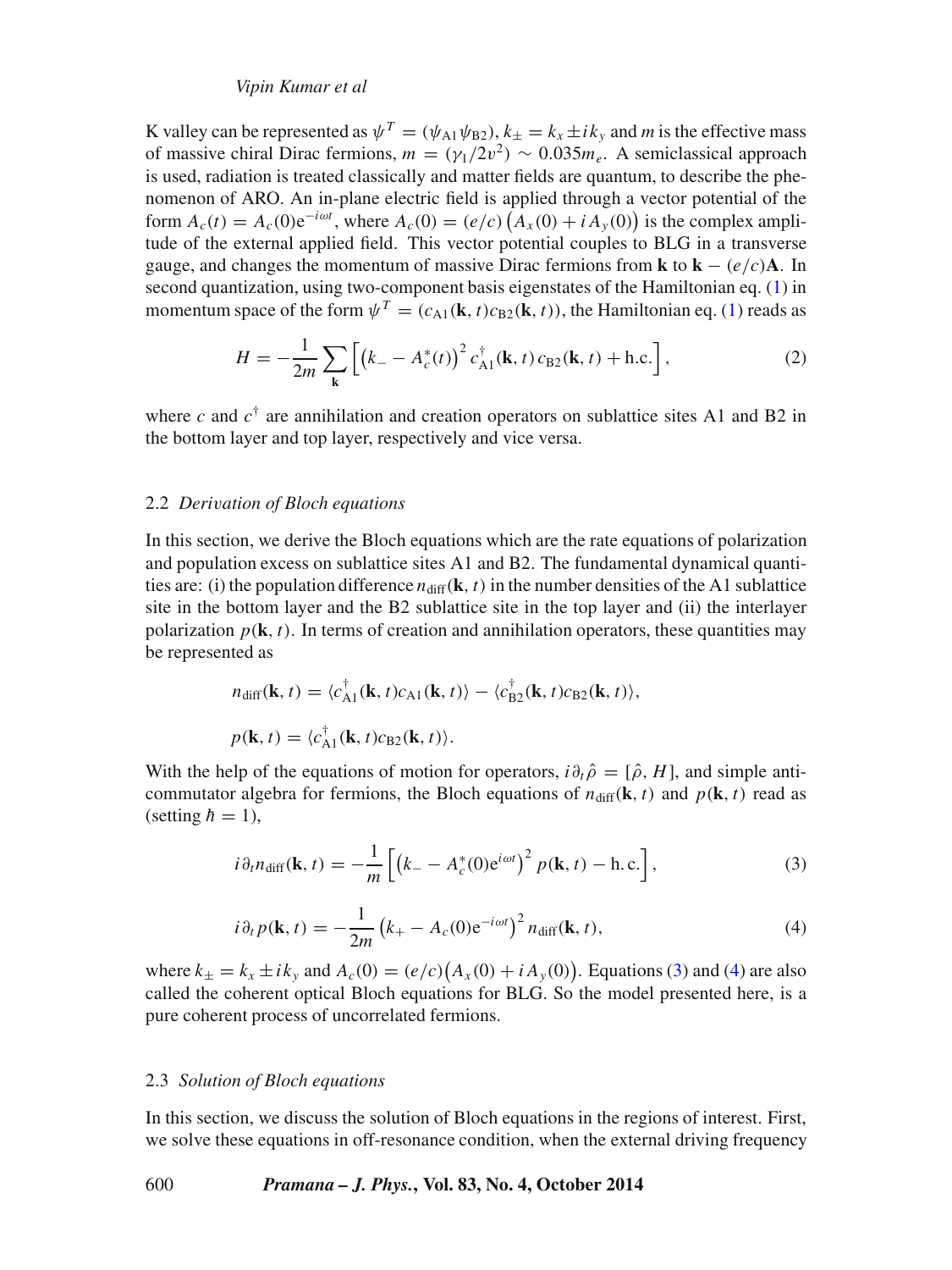K valley can be represented as $\psi^T = (\psi_{A1}\psi_{B2})$, $k_\pm = k_x \pm ik_y$ and $m$ is the effective mass of massive chiral Dirac fermions, $m = (\gamma_1/2v^2) \sim 0.035m_e$. A semiclassical approach is used, radiation is treated classically and matter fields are quantum, to describe the phenomenon of ARO. An in-plane electric field is applied through a vector potential of the form $A_c(t) = A_c(0)e^{-i\omega t}$, where $A_c(0) = (e/c)\left(A_x(0) + iA_y(0)\right)$ is the complex amplitude of the external applied field. This vector potential couples to BLG in a transverse gauge, and changes the momentum of massive Dirac fermions from $\mathbf{k}$ to $\mathbf{k} - (e/c)\mathbf{A}$. In second quantization, using two-component basis eigenstates of the Hamiltonian eq. (1) in momentum space of the form $\psi^T = (c_{A1}(\mathbf{k}, t)c_{B2}(\mathbf{k}, t))$, the Hamiltonian eq. (1) reads as

$$H = -\frac{1}{2m}\sum_{\mathbf{k}}\left[\left(k_- - A_c^*(t)\right)^2 c_{A1}^\dagger(\mathbf{k}, t)\, c_{B2}(\mathbf{k}, t) + \text{h.c.}\right], \tag{2}$$

where $c$ and $c^\dagger$ are annihilation and creation operators on sublattice sites A1 and B2 in the bottom layer and top layer, respectively and vice versa.

### 2.2 *Derivation of Bloch equations*

In this section, we derive the Bloch equations which are the rate equations of polarization and population excess on sublattice sites A1 and B2. The fundamental dynamical quantities are: (i) the population difference $n_{\text{diff}}(\mathbf{k}, t)$ in the number densities of the A1 sublattice site in the bottom layer and the B2 sublattice site in the top layer and (ii) the interlayer polarization $p(\mathbf{k}, t)$. In terms of creation and annihilation operators, these quantities may be represented as

$$n_{\text{diff}}(\mathbf{k}, t) = \langle c_{A1}^\dagger(\mathbf{k}, t)c_{A1}(\mathbf{k}, t)\rangle - \langle c_{B2}^\dagger(\mathbf{k}, t)c_{B2}(\mathbf{k}, t)\rangle,$$

$$p(\mathbf{k}, t) = \langle c_{A1}^\dagger(\mathbf{k}, t)c_{B2}(\mathbf{k}, t)\rangle.$$

With the help of the equations of motion for operators, $i\partial_t\hat{\rho} = [\hat{\rho}, H]$, and simple anti-commutator algebra for fermions, the Bloch equations of $n_{\text{diff}}(\mathbf{k}, t)$ and $p(\mathbf{k}, t)$ read as (setting $\hbar = 1$),

$$i\partial_t n_{\text{diff}}(\mathbf{k}, t) = -\frac{1}{m}\left[\left(k_- - A_c^*(0)e^{i\omega t}\right)^2 p(\mathbf{k}, t) - \text{h.c.}\right], \tag{3}$$

$$i\partial_t p(\mathbf{k}, t) = -\frac{1}{2m}\left(k_+ - A_c(0)e^{-i\omega t}\right)^2 n_{\text{diff}}(\mathbf{k}, t), \tag{4}$$

where $k_\pm = k_x \pm ik_y$ and $A_c(0) = (e/c)\left(A_x(0) + iA_y(0)\right)$. Equations (3) and (4) are also called the coherent optical Bloch equations for BLG. So the model presented here, is a pure coherent process of uncorrelated fermions.

### 2.3 *Solution of Bloch equations*

In this section, we discuss the solution of Bloch equations in the regions of interest. First, we solve these equations in off-resonance condition, when the external driving frequency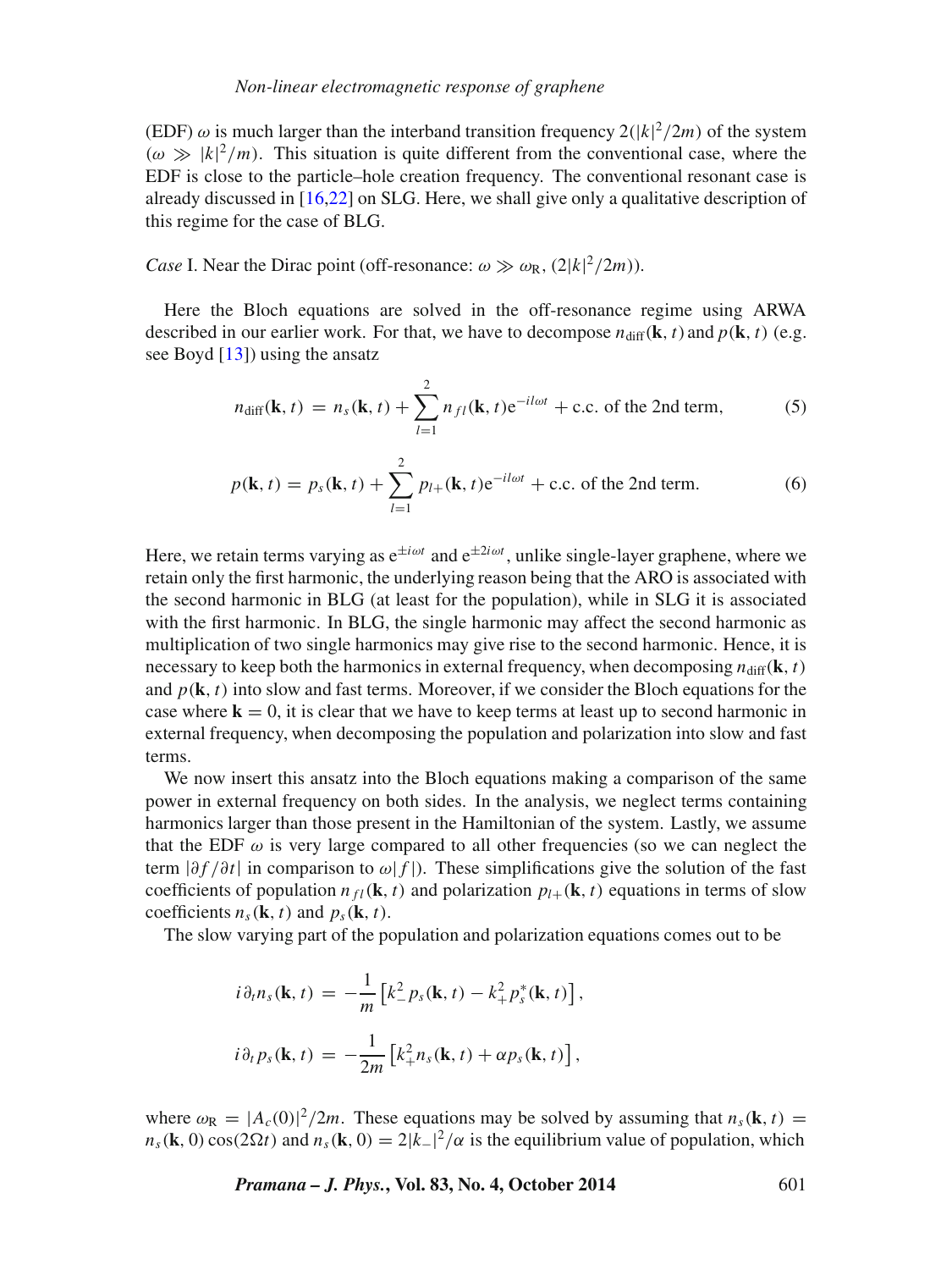(EDF) $\omega$ is much larger than the interband transition frequency $2(|k|^2/2m)$ of the system ($\omega \gg |k|^2/m$). This situation is quite different from the conventional case, where the EDF is close to the particle–hole creation frequency. The conventional resonant case is already discussed in [16,22] on SLG. Here, we shall give only a qualitative description of this regime for the case of BLG.

*Case* I. Near the Dirac point (off-resonance: $\omega \gg \omega_{\mathrm{R}}, (2|k|^2/2m)$).

Here the Bloch equations are solved in the off-resonance regime using ARWA described in our earlier work. For that, we have to decompose $n_{\mathrm{diff}}(\mathbf{k}, t)$ and $p(\mathbf{k}, t)$ (e.g. see Boyd [13]) using the ansatz

$$n_{\mathrm{diff}}(\mathbf{k}, t) = n_s(\mathbf{k}, t) + \sum_{l=1}^{2} n_{fl}(\mathbf{k}, t)\mathrm{e}^{-il\omega t} + \text{c.c. of the 2nd term}, \tag{5}$$

$$p(\mathbf{k}, t) = p_s(\mathbf{k}, t) + \sum_{l=1}^{2} p_{l+}(\mathbf{k}, t)\mathrm{e}^{-il\omega t} + \text{c.c. of the 2nd term}. \tag{6}$$

Here, we retain terms varying as $\mathrm{e}^{\pm i\omega t}$ and $\mathrm{e}^{\pm 2i\omega t}$, unlike single-layer graphene, where we retain only the first harmonic, the underlying reason being that the ARO is associated with the second harmonic in BLG (at least for the population), while in SLG it is associated with the first harmonic. In BLG, the single harmonic may affect the second harmonic as multiplication of two single harmonics may give rise to the second harmonic. Hence, it is necessary to keep both the harmonics in external frequency, when decomposing $n_{\mathrm{diff}}(\mathbf{k}, t)$ and $p(\mathbf{k}, t)$ into slow and fast terms. Moreover, if we consider the Bloch equations for the case where $\mathbf{k} = 0$, it is clear that we have to keep terms at least up to second harmonic in external frequency, when decomposing the population and polarization into slow and fast terms.

We now insert this ansatz into the Bloch equations making a comparison of the same power in external frequency on both sides. In the analysis, we neglect terms containing harmonics larger than those present in the Hamiltonian of the system. Lastly, we assume that the EDF $\omega$ is very large compared to all other frequencies (so we can neglect the term $|\partial f/\partial t|$ in comparison to $\omega|f|$). These simplifications give the solution of the fast coefficients of population $n_{fl}(\mathbf{k}, t)$ and polarization $p_{l+}(\mathbf{k}, t)$ equations in terms of slow coefficients $n_s(\mathbf{k}, t)$ and $p_s(\mathbf{k}, t)$.

The slow varying part of the population and polarization equations comes out to be

$$i\partial_t n_s(\mathbf{k}, t) = -\frac{1}{m}\left[k_-^2 p_s(\mathbf{k}, t) - k_+^2 p_s^*(\mathbf{k}, t)\right],$$

$$i\partial_t p_s(\mathbf{k}, t) = -\frac{1}{2m}\left[k_+^2 n_s(\mathbf{k}, t) + \alpha p_s(\mathbf{k}, t)\right],$$

where $\omega_{\mathrm{R}} = |A_c(0)|^2/2m$. These equations may be solved by assuming that $n_s(\mathbf{k}, t) = n_s(\mathbf{k}, 0)\cos(2\Omega t)$ and $n_s(\mathbf{k}, 0) = 2|k_-|^2/\alpha$ is the equilibrium value of population, which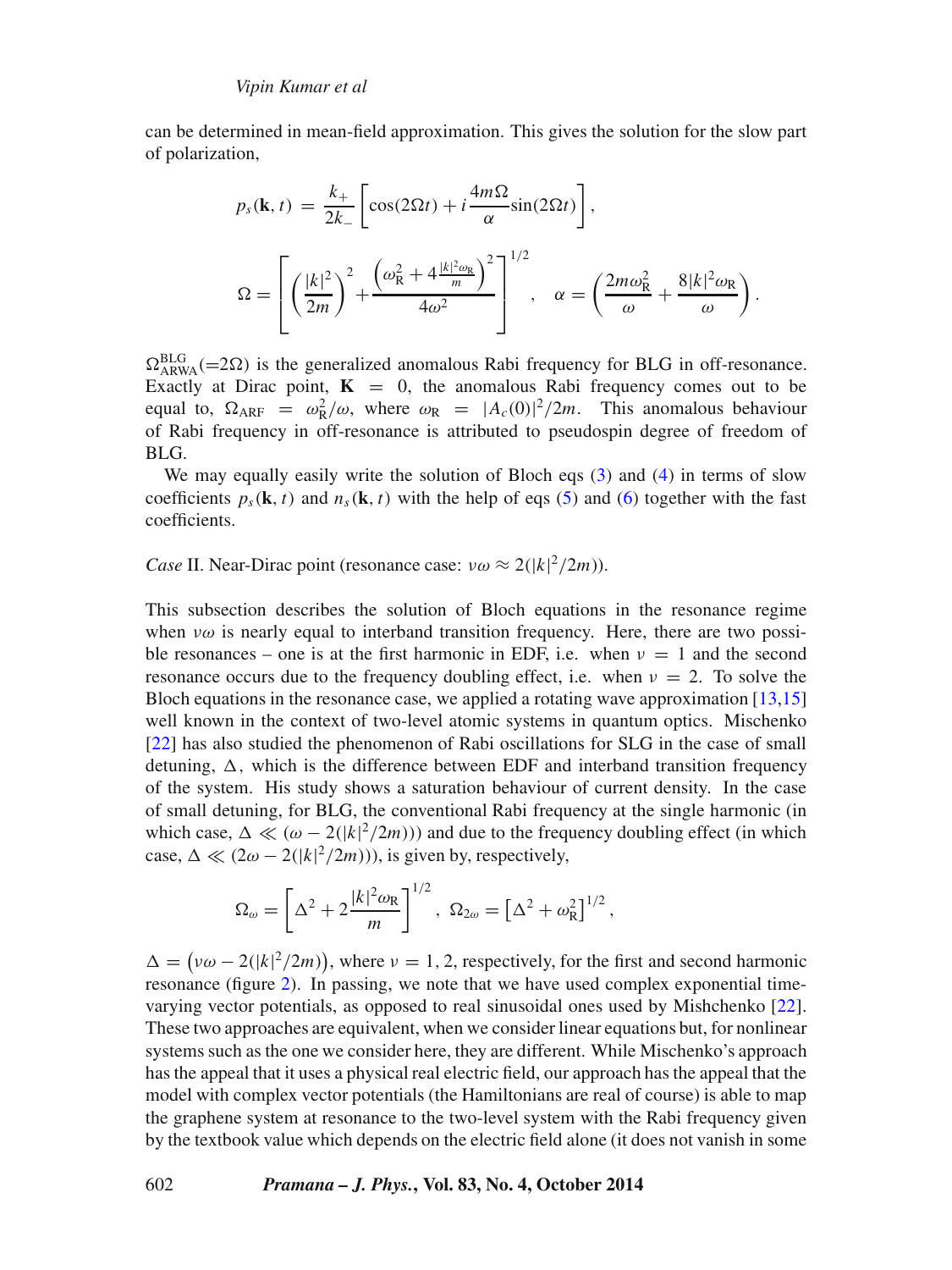can be determined in mean-field approximation. This gives the solution for the slow part of polarization,

$$p_s(\mathbf{k}, t) = \frac{k_+}{2k_-}\left[\cos(2\Omega t) + i\frac{4m\Omega}{\alpha}\sin(2\Omega t)\right],$$

$$\Omega = \left[\left(\frac{|k|^2}{2m}\right)^2 + \frac{\left(\omega_\mathrm{R}^2 + 4\frac{|k|^2\omega_\mathrm{R}}{m}\right)^2}{4\omega^2}\right]^{1/2}, \quad \alpha = \left(\frac{2m\omega_\mathrm{R}^2}{\omega} + \frac{8|k|^2\omega_\mathrm{R}}{\omega}\right).$$

$\Omega^{\mathrm{BLG}}_{\mathrm{ARWA}}(=2\Omega)$ is the generalized anomalous Rabi frequency for BLG in off-resonance. Exactly at Dirac point, $\mathbf{K} = 0$, the anomalous Rabi frequency comes out to be equal to, $\Omega_{\mathrm{ARF}} = \omega_\mathrm{R}^2/\omega$, where $\omega_\mathrm{R} = |A_c(0)|^2/2m$. This anomalous behaviour of Rabi frequency in off-resonance is attributed to pseudospin degree of freedom of BLG.

We may equally easily write the solution of Bloch eqs (3) and (4) in terms of slow coefficients $p_s(\mathbf{k}, t)$ and $n_s(\mathbf{k}, t)$ with the help of eqs (5) and (6) together with the fast coefficients.

*Case* II. Near-Dirac point (resonance case: $\nu\omega \approx 2(|k|^2/2m)$).

This subsection describes the solution of Bloch equations in the resonance regime when $\nu\omega$ is nearly equal to interband transition frequency. Here, there are two possible resonances – one is at the first harmonic in EDF, i.e. when $\nu = 1$ and the second resonance occurs due to the frequency doubling effect, i.e. when $\nu = 2$. To solve the Bloch equations in the resonance case, we applied a rotating wave approximation [13,15] well known in the context of two-level atomic systems in quantum optics. Mischenko [22] has also studied the phenomenon of Rabi oscillations for SLG in the case of small detuning, $\Delta$, which is the difference between EDF and interband transition frequency of the system. His study shows a saturation behaviour of current density. In the case of small detuning, for BLG, the conventional Rabi frequency at the single harmonic (in which case, $\Delta \ll (\omega - 2(|k|^2/2m))$) and due to the frequency doubling effect (in which case, $\Delta \ll (2\omega - 2(|k|^2/2m))$), is given by, respectively,

$$\Omega_\omega = \left[\Delta^2 + 2\frac{|k|^2\omega_\mathrm{R}}{m}\right]^{1/2}, \; \Omega_{2\omega} = \left[\Delta^2 + \omega_\mathrm{R}^2\right]^{1/2},$$

$\Delta = \left(\nu\omega - 2(|k|^2/2m)\right)$, where $\nu = 1, 2$, respectively, for the first and second harmonic resonance (figure 2). In passing, we note that we have used complex exponential time-varying vector potentials, as opposed to real sinusoidal ones used by Mishchenko [22]. These two approaches are equivalent, when we consider linear equations but, for nonlinear systems such as the one we consider here, they are different. While Mischenko's approach has the appeal that it uses a physical real electric field, our approach has the appeal that the model with complex vector potentials (the Hamiltonians are real of course) is able to map the graphene system at resonance to the two-level system with the Rabi frequency given by the textbook value which depends on the electric field alone (it does not vanish in some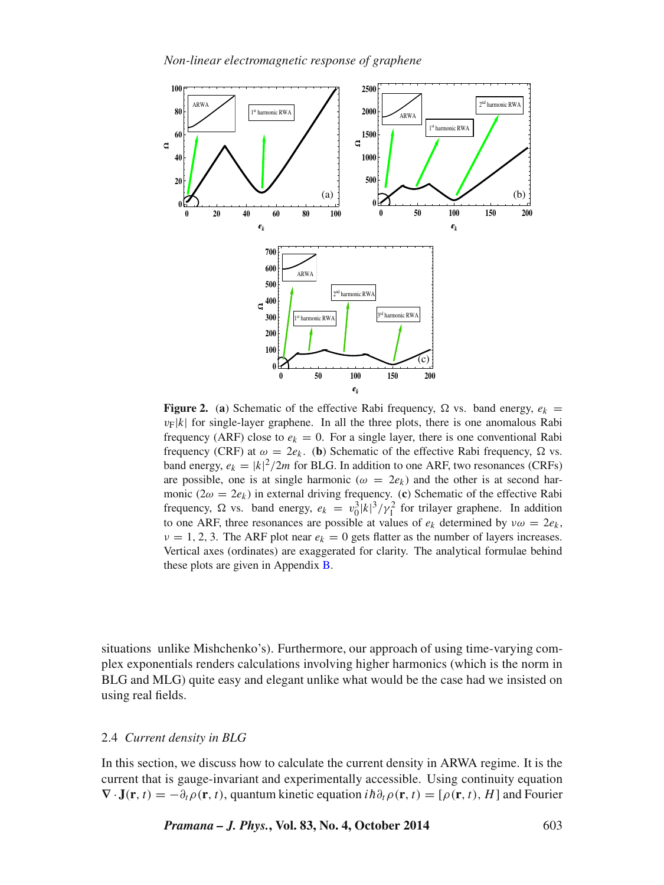**Figure 2.** (**a**) Schematic of the effective Rabi frequency, $\Omega$ vs. band energy, $e_k = v_F|k|$ for single-layer graphene. In all the three plots, there is one anomalous Rabi frequency (ARF) close to $e_k = 0$. For a single layer, there is one conventional Rabi frequency (CRF) at $\omega = 2e_k$. (**b**) Schematic of the effective Rabi frequency, $\Omega$ vs. band energy, $e_k = |k|^2/2m$ for BLG. In addition to one ARF, two resonances (CRFs) are possible, one is at single harmonic ($\omega = 2e_k$) and the other is at second harmonic ($2\omega = 2e_k$) in external driving frequency. (**c**) Schematic of the effective Rabi frequency, $\Omega$ vs. band energy, $e_k = v_0^3|k|^3/\gamma_1^2$ for trilayer graphene. In addition to one ARF, three resonances are possible at values of $e_k$ determined by $\nu\omega = 2e_k$, $\nu = 1, 2, 3$. The ARF plot near $e_k = 0$ gets flatter as the number of layers increases. Vertical axes (ordinates) are exaggerated for clarity. The analytical formulae behind these plots are given in Appendix B.

situations unlike Mishchenko's). Furthermore, our approach of using time-varying complex exponentials renders calculations involving higher harmonics (which is the norm in BLG and MLG) quite easy and elegant unlike what would be the case had we insisted on using real fields.

### 2.4 *Current density in BLG*

In this section, we discuss how to calculate the current density in ARWA regime. It is the current that is gauge-invariant and experimentally accessible. Using continuity equation $\nabla \cdot \mathbf{J}(\mathbf{r}, t) = -\partial_t \rho(\mathbf{r}, t)$, quantum kinetic equation $i\hbar\partial_t \rho(\mathbf{r}, t) = [\rho(\mathbf{r}, t), H]$ and Fourier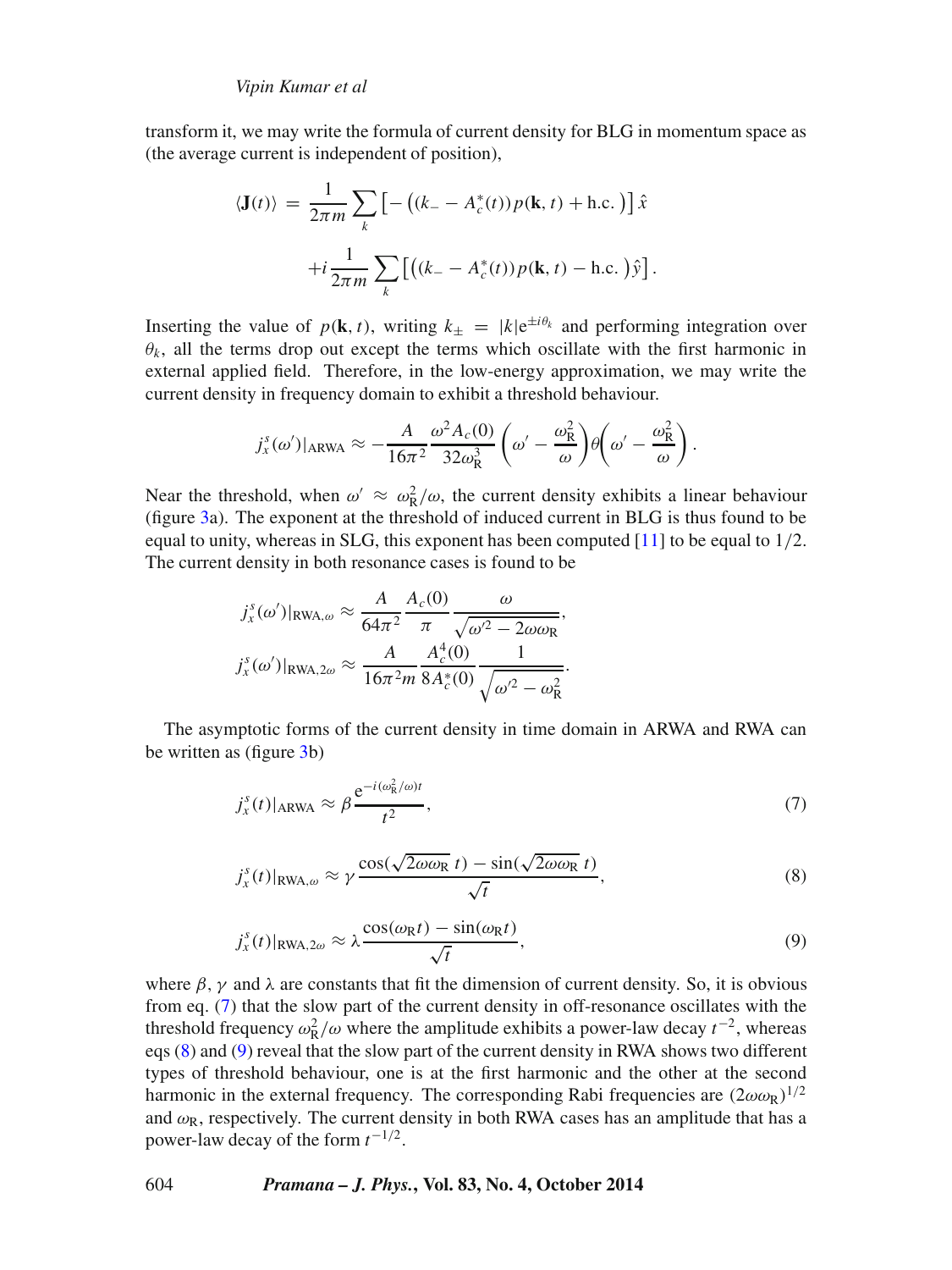transform it, we may write the formula of current density for BLG in momentum space as (the average current is independent of position),

$$\langle \mathbf{J}(t) \rangle = \frac{1}{2\pi m} \sum_k \left[ - \left( (k_- - A_c^*(t)) p(\mathbf{k}, t) + \text{h.c.} \right) \right] \hat{x}$$
$$+ i \frac{1}{2\pi m} \sum_k \left[ \left( (k_- - A_c^*(t)) p(\mathbf{k}, t) - \text{h.c.} \right) \hat{y} \right].$$

Inserting the value of $p(\mathbf{k}, t)$, writing $k_\pm = |k| \mathrm{e}^{\pm i\theta_k}$ and performing integration over $\theta_k$, all the terms drop out except the terms which oscillate with the first harmonic in external applied field. Therefore, in the low-energy approximation, we may write the current density in frequency domain to exhibit a threshold behaviour.

$$j_x^s(\omega')|_{\text{ARWA}} \approx -\frac{A}{16\pi^2} \frac{\omega^2 A_c(0)}{32\omega_{\text{R}}^3} \left( \omega' - \frac{\omega_{\text{R}}^2}{\omega} \right) \theta\left( \omega' - \frac{\omega_{\text{R}}^2}{\omega} \right).$$

Near the threshold, when $\omega' \approx \omega_{\text{R}}^2/\omega$, the current density exhibits a linear behaviour (figure 3a). The exponent at the threshold of induced current in BLG is thus found to be equal to unity, whereas in SLG, this exponent has been computed [11] to be equal to $1/2$. The current density in both resonance cases is found to be

$$j_x^s(\omega')|_{\text{RWA},\omega} \approx \frac{A}{64\pi^2} \frac{A_c(0)}{\pi} \frac{\omega}{\sqrt{\omega'^2 - 2\omega\omega_{\text{R}}}},$$
$$j_x^s(\omega')|_{\text{RWA},2\omega} \approx \frac{A}{16\pi^2 m} \frac{A_c^4(0)}{8A_c^*(0)} \frac{1}{\sqrt{\omega'^2 - \omega_{\text{R}}^2}}.$$

The asymptotic forms of the current density in time domain in ARWA and RWA can be written as (figure 3b)

$$j_x^s(t)|_{\text{ARWA}} \approx \beta \frac{\mathrm{e}^{-i(\omega_{\text{R}}^2/\omega)t}}{t^2}, \tag{7}$$

$$j_x^s(t)|_{\text{RWA},\omega} \approx \gamma \frac{\cos(\sqrt{2\omega\omega_{\text{R}}}\, t) - \sin(\sqrt{2\omega\omega_{\text{R}}}\, t)}{\sqrt{t}}, \tag{8}$$

$$j_x^s(t)|_{\text{RWA},2\omega} \approx \lambda \frac{\cos(\omega_{\text{R}} t) - \sin(\omega_{\text{R}} t)}{\sqrt{t}}, \tag{9}$$

where $\beta$, $\gamma$ and $\lambda$ are constants that fit the dimension of current density. So, it is obvious from eq. (7) that the slow part of the current density in off-resonance oscillates with the threshold frequency $\omega_{\text{R}}^2/\omega$ where the amplitude exhibits a power-law decay $t^{-2}$, whereas eqs (8) and (9) reveal that the slow part of the current density in RWA shows two different types of threshold behaviour, one is at the first harmonic and the other at the second harmonic in the external frequency. The corresponding Rabi frequencies are $(2\omega\omega_{\text{R}})^{1/2}$ and $\omega_{\text{R}}$, respectively. The current density in both RWA cases has an amplitude that has a power-law decay of the form $t^{-1/2}$.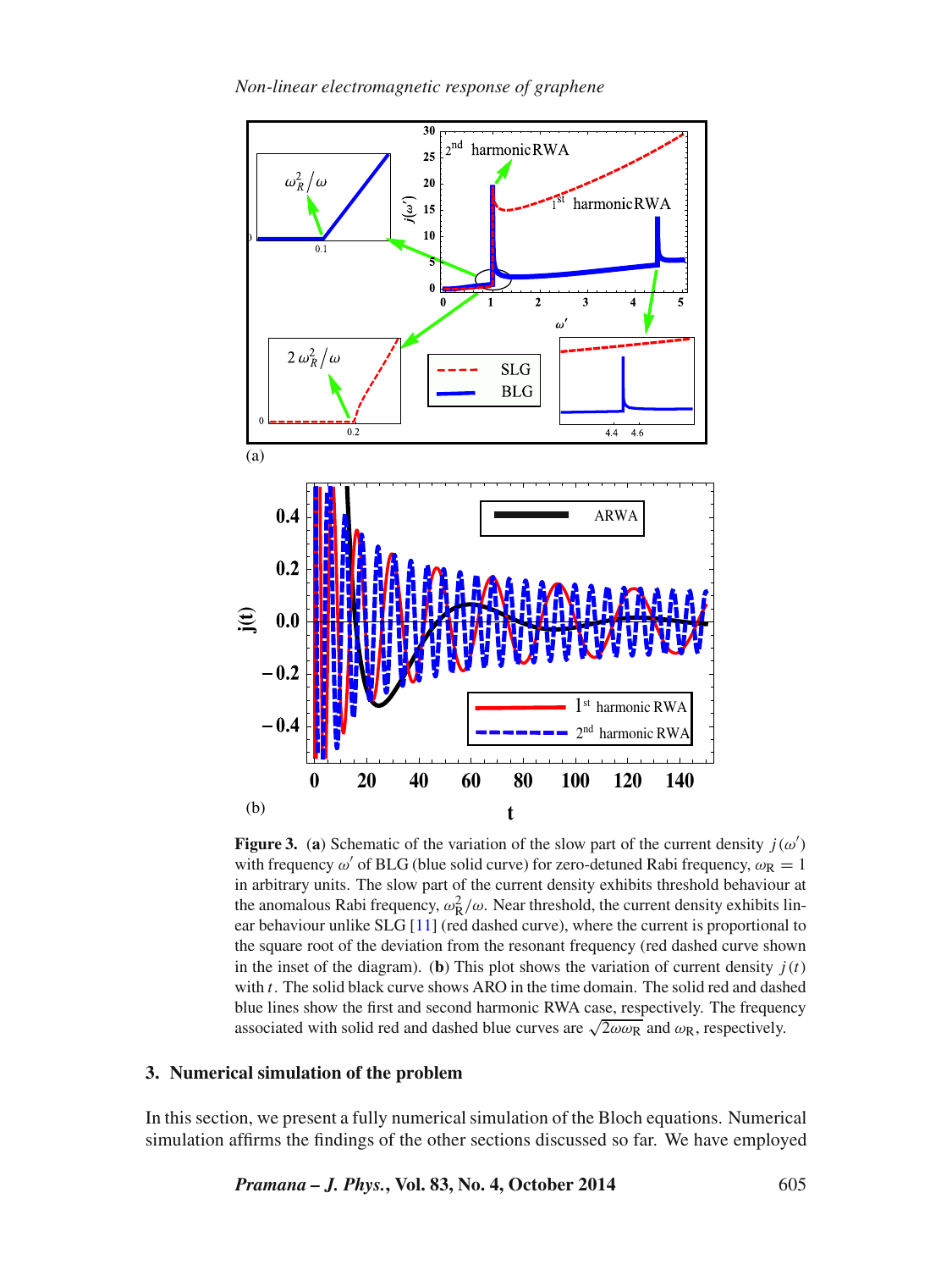**Figure 3.** (**a**) Schematic of the variation of the slow part of the current density $j(\omega')$ with frequency $\omega'$ of BLG (blue solid curve) for zero-detuned Rabi frequency, $\omega_R = 1$ in arbitrary units. The slow part of the current density exhibits threshold behaviour at the anomalous Rabi frequency, $\omega_R^2/\omega$. Near threshold, the current density exhibits linear behaviour unlike SLG [11] (red dashed curve), where the current is proportional to the square root of the deviation from the resonant frequency (red dashed curve shown in the inset of the diagram). (**b**) This plot shows the variation of current density $j(t)$ with $t$. The solid black curve shows ARO in the time domain. The solid red and dashed blue lines show the first and second harmonic RWA case, respectively. The frequency associated with solid red and dashed blue curves are $\sqrt{2\omega\omega_R}$ and $\omega_R$, respectively.

## 3. Numerical simulation of the problem

In this section, we present a fully numerical simulation of the Bloch equations. Numerical simulation affirms the findings of the other sections discussed so far. We have employed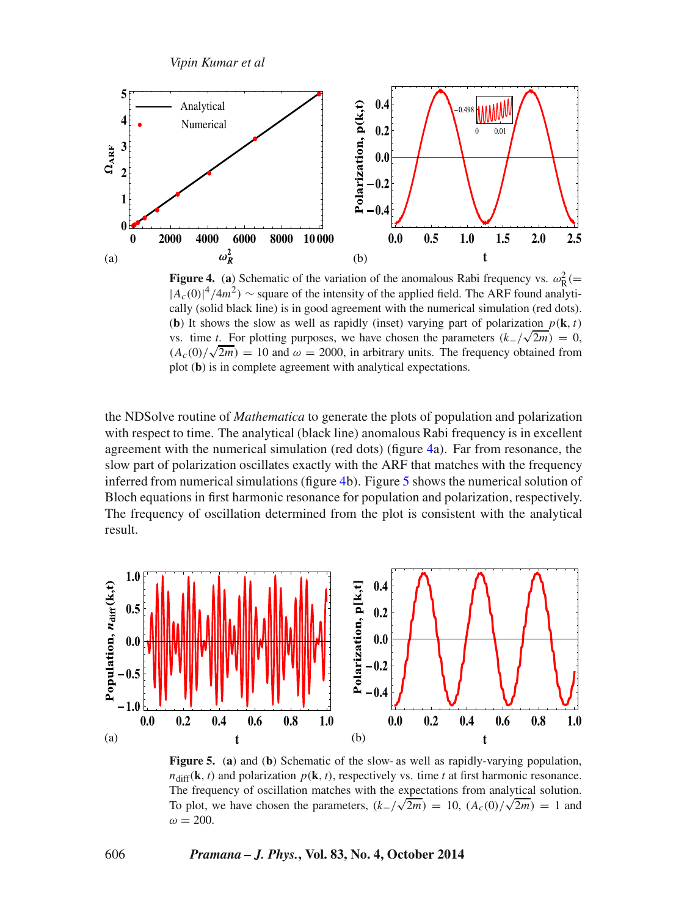**Figure 4.** (**a**) Schematic of the variation of the anomalous Rabi frequency vs. $\omega_R^2 (= |A_c(0)|^4/4m^2) \sim$ square of the intensity of the applied field. The ARF found analytically (solid black line) is in good agreement with the numerical simulation (red dots). (**b**) It shows the slow as well as rapidly (inset) varying part of polarization $p(\mathbf{k}, t)$ vs. time $t$. For plotting purposes, we have chosen the parameters $(k_-/\sqrt{2m}) = 0$, $(A_c(0)/\sqrt{2m}) = 10$ and $\omega = 2000$, in arbitrary units. The frequency obtained from plot (**b**) is in complete agreement with analytical expectations.

the NDSolve routine of *Mathematica* to generate the plots of population and polarization with respect to time. The analytical (black line) anomalous Rabi frequency is in excellent agreement with the numerical simulation (red dots) (figure 4a). Far from resonance, the slow part of polarization oscillates exactly with the ARF that matches with the frequency inferred from numerical simulations (figure 4b). Figure 5 shows the numerical solution of Bloch equations in first harmonic resonance for population and polarization, respectively. The frequency of oscillation determined from the plot is consistent with the analytical result.

**Figure 5.** (**a**) and (**b**) Schematic of the slow- as well as rapidly-varying population, $n_{\text{diff}}(\mathbf{k}, t)$ and polarization $p(\mathbf{k}, t)$, respectively vs. time $t$ at first harmonic resonance. The frequency of oscillation matches with the expectations from analytical solution. To plot, we have chosen the parameters, $(k_-/\sqrt{2m}) = 10$, $(A_c(0)/\sqrt{2m}) = 1$ and $\omega = 200$.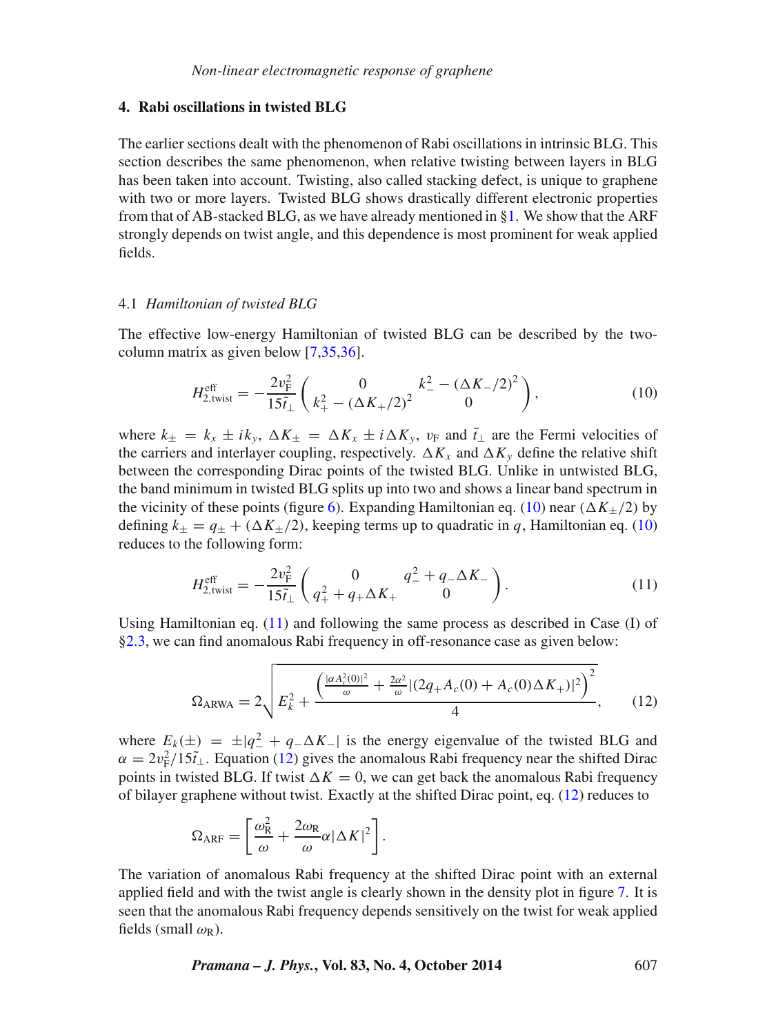## 4. Rabi oscillations in twisted BLG

The earlier sections dealt with the phenomenon of Rabi oscillations in intrinsic BLG. This section describes the same phenomenon, when relative twisting between layers in BLG has been taken into account. Twisting, also called stacking defect, is unique to graphene with two or more layers. Twisted BLG shows drastically different electronic properties from that of AB-stacked BLG, as we have already mentioned in §1. We show that the ARF strongly depends on twist angle, and this dependence is most prominent for weak applied fields.

### 4.1 *Hamiltonian of twisted BLG*

The effective low-energy Hamiltonian of twisted BLG can be described by the two-column matrix as given below [7,35,36].

$$H^{\text{eff}}_{2,\text{twist}} = -\frac{2v_{\text{F}}^2}{15\tilde{t}_\perp}\begin{pmatrix} 0 & k_-^2 - (\Delta K_-/2)^2 \\ k_+^2 - (\Delta K_+/2)^2 & 0 \end{pmatrix}, \tag{10}$$

where $k_\pm = k_x \pm ik_y$, $\Delta K_\pm = \Delta K_x \pm i\Delta K_y$, $v_{\text{F}}$ and $\tilde{t}_\perp$ are the Fermi velocities of the carriers and interlayer coupling, respectively. $\Delta K_x$ and $\Delta K_y$ define the relative shift between the corresponding Dirac points of the twisted BLG. Unlike in untwisted BLG, the band minimum in twisted BLG splits up into two and shows a linear band spectrum in the vicinity of these points (figure 6). Expanding Hamiltonian eq. (10) near $(\Delta K_\pm/2)$ by defining $k_\pm = q_\pm + (\Delta K_\pm/2)$, keeping terms up to quadratic in $q$, Hamiltonian eq. (10) reduces to the following form:

$$H^{\text{eff}}_{2,\text{twist}} = -\frac{2v_{\text{F}}^2}{15\tilde{t}_\perp}\begin{pmatrix} 0 & q_-^2 + q_-\Delta K_- \\ q_+^2 + q_+\Delta K_+ & 0 \end{pmatrix}. \tag{11}$$

Using Hamiltonian eq. (11) and following the same process as described in Case (I) of §2.3, we can find anomalous Rabi frequency in off-resonance case as given below:

$$\Omega_{\text{ARWA}} = 2\sqrt{E_k^2 + \frac{\left(\frac{|\alpha A_c^2(0)|^2}{\omega} + \frac{2\alpha^2}{\omega}|(2q_+A_c(0) + A_c(0)\Delta K_+)|^2\right)^2}{4}}, \tag{12}$$

where $E_k(\pm) = \pm|q_-^2 + q_-\Delta K_-|$ is the energy eigenvalue of the twisted BLG and $\alpha = 2v_{\text{F}}^2/15\tilde{t}_\perp$. Equation (12) gives the anomalous Rabi frequency near the shifted Dirac points in twisted bilayer graphene. If twist $\Delta K = 0$, we can get back the anomalous Rabi frequency of bilayer graphene without twist. Exactly at the shifted Dirac point, eq. (12) reduces to

$$\Omega_{\text{ARF}} = \left[\frac{\omega_{\text{R}}^2}{\omega} + \frac{2\omega_{\text{R}}}{\omega}\alpha|\Delta K|^2\right].$$

The variation of anomalous Rabi frequency at the shifted Dirac point with an external applied field and with the twist angle is clearly shown in the density plot in figure 7. It is seen that the anomalous Rabi frequency depends sensitively on the twist for weak applied fields (small $\omega_{\text{R}}$).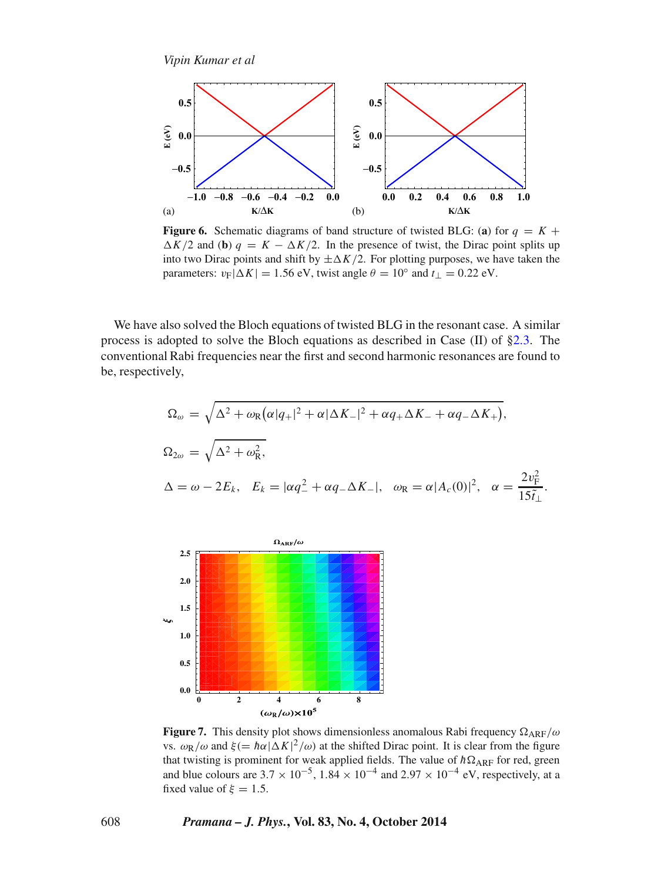**Figure 6.** Schematic diagrams of band structure of twisted BLG: (**a**) for $q = K + \Delta K/2$ and (**b**) $q = K - \Delta K/2$. In the presence of twist, the Dirac point splits up into two Dirac points and shift by $\pm\Delta K/2$. For plotting purposes, we have taken the parameters: $v_{\rm F}|\Delta K| = 1.56$ eV, twist angle $\theta = 10°$ and $t_\perp = 0.22$ eV.

We have also solved the Bloch equations of twisted BLG in the resonant case. A similar process is adopted to solve the Bloch equations as described in Case (II) of §2.3. The conventional Rabi frequencies near the first and second harmonic resonances are found to be, respectively,

$$\Omega_\omega = \sqrt{\Delta^2 + \omega_{\rm R}\big(\alpha|q_+|^2 + \alpha|\Delta K_-|^2 + \alpha q_+\Delta K_- + \alpha q_-\Delta K_+\big)},$$

$$\Omega_{2\omega} = \sqrt{\Delta^2 + \omega_{\rm R}^2},$$

$$\Delta = \omega - 2E_k, \quad E_k = |\alpha q_-^2 + \alpha q_-\Delta K_-|, \quad \omega_{\rm R} = \alpha|A_c(0)|^2, \quad \alpha = \frac{2v_{\rm F}^2}{15\tilde{t}_\perp}.$$

**Figure 7.** This density plot shows dimensionless anomalous Rabi frequency $\Omega_{\rm ARF}/\omega$ vs. $\omega_{\rm R}/\omega$ and $\xi(= \hbar\alpha|\Delta K|^2/\omega)$ at the shifted Dirac point. It is clear from the figure that twisting is prominent for weak applied fields. The value of $\hbar\Omega_{\rm ARF}$ for red, green and blue colours are $3.7 \times 10^{-5}$, $1.84 \times 10^{-4}$ and $2.97 \times 10^{-4}$ eV, respectively, at a fixed value of $\xi = 1.5$.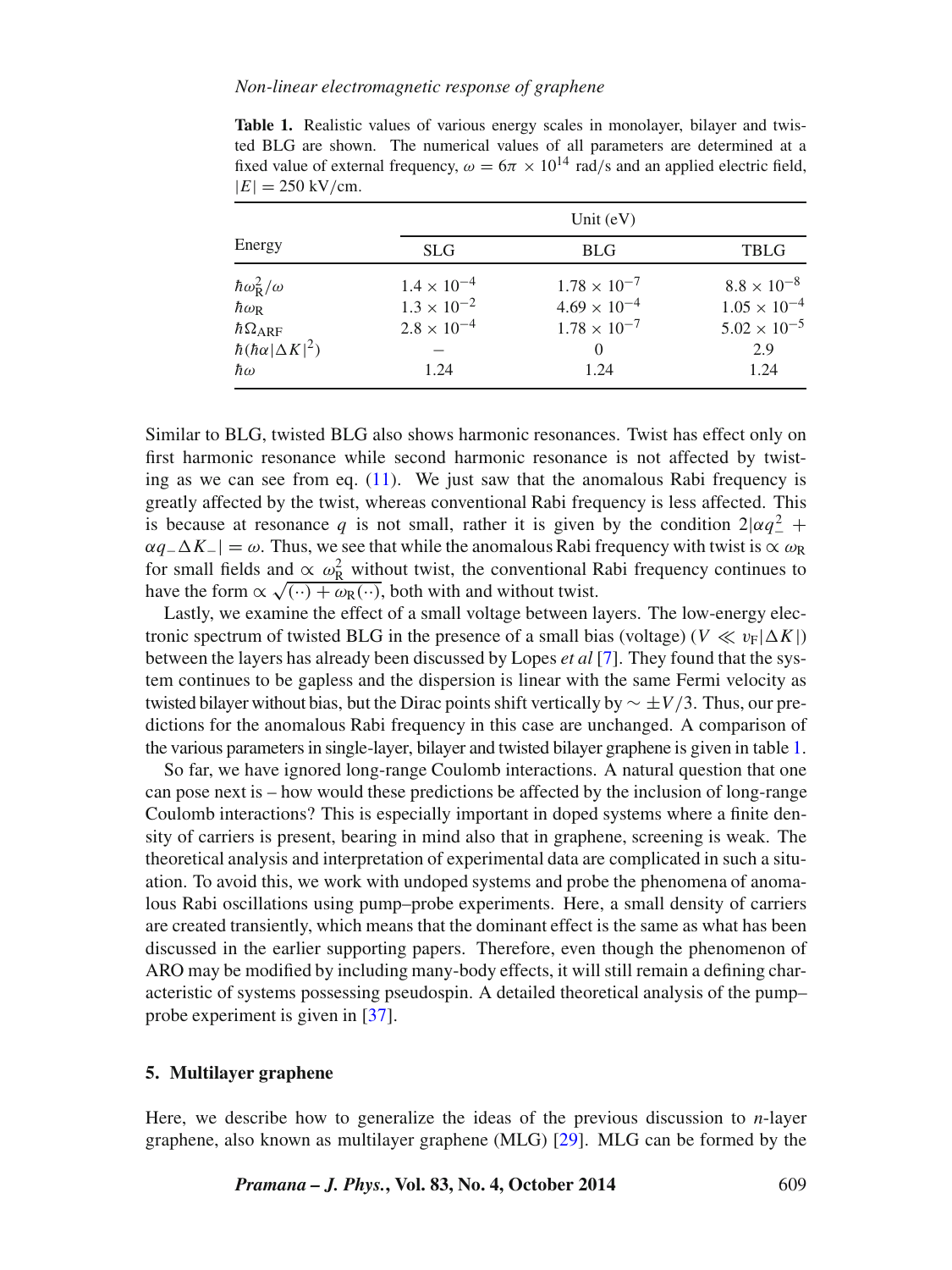**Table 1.** Realistic values of various energy scales in monolayer, bilayer and twisted BLG are shown. The numerical values of all parameters are determined at a fixed value of external frequency, $\omega = 6\pi \times 10^{14}$ rad/s and an applied electric field, $|E| = 250$ kV/cm.

| Energy | Unit (eV) | | |
|---|---|---|---|
| | SLG | BLG | TBLG |
| $\hbar\omega_{\mathrm{R}}^2/\omega$ | $1.4 \times 10^{-4}$ | $1.78 \times 10^{-7}$ | $8.8 \times 10^{-8}$ |
| $\hbar\omega_{\mathrm{R}}$ | $1.3 \times 10^{-2}$ | $4.69 \times 10^{-4}$ | $1.05 \times 10^{-4}$ |
| $\hbar\Omega_{\mathrm{ARF}}$ | $2.8 \times 10^{-4}$ | $1.78 \times 10^{-7}$ | $5.02 \times 10^{-5}$ |
| $\hbar(\hbar\alpha\lvert\Delta K\rvert^2)$ | – | 0 | 2.9 |
| $\hbar\omega$ | 1.24 | 1.24 | 1.24 |

Similar to BLG, twisted BLG also shows harmonic resonances. Twist has effect only on first harmonic resonance while second harmonic resonance is not affected by twisting as we can see from eq. (11). We just saw that the anomalous Rabi frequency is greatly affected by the twist, whereas conventional Rabi frequency is less affected. This is because at resonance $q$ is not small, rather it is given by the condition $2|\alpha q_-^2 + \alpha q_- \Delta K_-| = \omega$. Thus, we see that while the anomalous Rabi frequency with twist is $\propto \omega_{\mathrm{R}}$ for small fields and $\propto \omega_{\mathrm{R}}^2$ without twist, the conventional Rabi frequency continues to have the form $\propto \sqrt{(\cdot\cdot) + \omega_{\mathrm{R}}(\cdot\cdot)}$, both with and without twist.

Lastly, we examine the effect of a small voltage between layers. The low-energy electronic spectrum of twisted BLG in the presence of a small bias (voltage) ($V \ll v_{\mathrm{F}}|\Delta K|$) between the layers has already been discussed by Lopes *et al* [7]. They found that the system continues to be gapless and the dispersion is linear with the same Fermi velocity as twisted bilayer without bias, but the Dirac points shift vertically by $\sim \pm V/3$. Thus, our predictions for the anomalous Rabi frequency in this case are unchanged. A comparison of the various parameters in single-layer, bilayer and twisted bilayer graphene is given in table 1.

So far, we have ignored long-range Coulomb interactions. A natural question that one can pose next is – how would these predictions be affected by the inclusion of long-range Coulomb interactions? This is especially important in doped systems where a finite density of carriers is present, bearing in mind also that in graphene, screening is weak. The theoretical analysis and interpretation of experimental data are complicated in such a situation. To avoid this, we work with undoped systems and probe the phenomena of anomalous Rabi oscillations using pump–probe experiments. Here, a small density of carriers are created transiently, which means that the dominant effect is the same as what has been discussed in the earlier supporting papers. Therefore, even though the phenomenon of ARO may be modified by including many-body effects, it will still remain a defining characteristic of systems possessing pseudospin. A detailed theoretical analysis of the pump–probe experiment is given in [37].

## 5. Multilayer graphene

Here, we describe how to generalize the ideas of the previous discussion to $n$-layer graphene, also known as multilayer graphene (MLG) [29]. MLG can be formed by the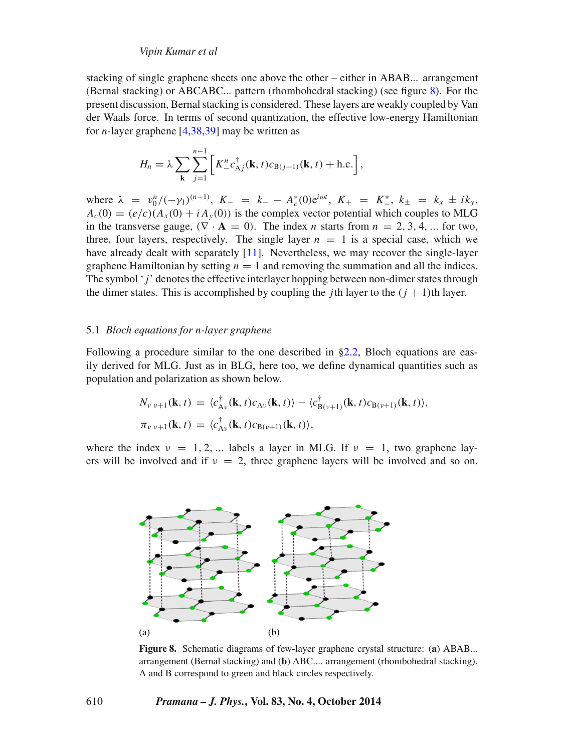stacking of single graphene sheets one above the other – either in ABAB... arrangement (Bernal stacking) or ABCABC... pattern (rhombohedral stacking) (see figure 8). For the present discussion, Bernal stacking is considered. These layers are weakly coupled by Van der Waals force. In terms of second quantization, the effective low-energy Hamiltonian for $n$-layer graphene [4,38,39] may be written as

$$H_n = \lambda \sum_{\mathbf{k}} \sum_{j=1}^{n-1} \left[ K_-^n c_{\mathrm{A}j}^\dagger(\mathbf{k}, t) c_{\mathrm{B}(j+1)}(\mathbf{k}, t) + \text{h.c.} \right],$$

where $\lambda = v_0^n/(-\gamma_1)^{(n-1)}$, $K_- = k_- - A_c^*(0)\mathrm{e}^{i\omega t}$, $K_+ = K_-^*$, $k_\pm = k_x \pm ik_y$, $A_c(0) = (e/c)(A_x(0) + iA_y(0))$ is the complex vector potential which couples to MLG in the transverse gauge, $(\nabla \cdot \mathbf{A} = 0)$. The index $n$ starts from $n = 2, 3, 4, \ldots$ for two, three, four layers, respectively. The single layer $n = 1$ is a special case, which we have already dealt with separately [11]. Nevertheless, we may recover the single-layer graphene Hamiltonian by setting $n = 1$ and removing the summation and all the indices. The symbol '$j$' denotes the effective interlayer hopping between non-dimer states through the dimer states. This is accomplished by coupling the $j$th layer to the $(j + 1)$th layer.

### 5.1 *Bloch equations for n-layer graphene*

Following a procedure similar to the one described in §2.2, Bloch equations are easily derived for MLG. Just as in BLG, here too, we define dynamical quantities such as population and polarization as shown below.

$$N_{\nu\ \nu+1}(\mathbf{k}, t) = \langle c_{\mathrm{A}\nu}^\dagger(\mathbf{k}, t) c_{\mathrm{A}\nu}(\mathbf{k}, t)\rangle - \langle c_{\mathrm{B}(\nu+1)}^\dagger(\mathbf{k}, t) c_{\mathrm{B}(\nu+1)}(\mathbf{k}, t)\rangle,$$

$$\pi_{\nu\ \nu+1}(\mathbf{k}, t) = \langle c_{\mathrm{A}\nu}^\dagger(\mathbf{k}, t) c_{\mathrm{B}(\nu+1)}(\mathbf{k}, t)\rangle,$$

where the index $\nu = 1, 2, \ldots$ labels a layer in MLG. If $\nu = 1$, two graphene layers will be involved and if $\nu = 2$, three graphene layers will be involved and so on.

(a) (b)

**Figure 8.** Schematic diagrams of few-layer graphene crystal structure: (**a**) ABAB... arrangement (Bernal stacking) and (**b**) ABC.... arrangement (rhombohedral stacking). A and B correspond to green and black circles respectively.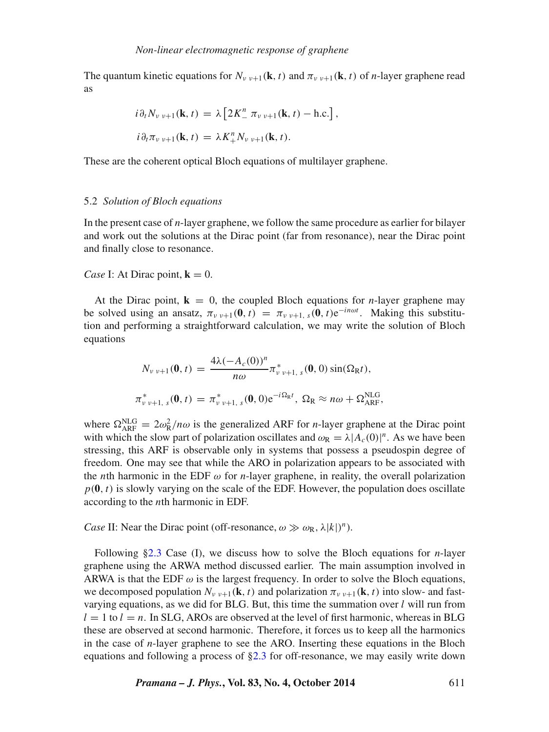The quantum kinetic equations for $N_{\nu\ \nu+1}(\mathbf{k}, t)$ and $\pi_{\nu\ \nu+1}(\mathbf{k}, t)$ of $n$-layer graphene read as

$$i\partial_t N_{\nu\ \nu+1}(\mathbf{k}, t) = \lambda\left[2K_-^n\ \pi_{\nu\ \nu+1}(\mathbf{k}, t) - \text{h.c.}\right],$$

$$i\partial_t \pi_{\nu\ \nu+1}(\mathbf{k}, t) = \lambda K_+^n N_{\nu\ \nu+1}(\mathbf{k}, t).$$

These are the coherent optical Bloch equations of multilayer graphene.

### 5.2 *Solution of Bloch equations*

In the present case of $n$-layer graphene, we follow the same procedure as earlier for bilayer and work out the solutions at the Dirac point (far from resonance), near the Dirac point and finally close to resonance.

*Case* I: At Dirac point, $\mathbf{k} = 0$.

At the Dirac point, $\mathbf{k} = 0$, the coupled Bloch equations for $n$-layer graphene may be solved using an ansatz, $\pi_{\nu\ \nu+1}(\mathbf{0}, t) = \pi_{\nu\ \nu+1,\ s}(\mathbf{0}, t)\mathrm{e}^{-in\omega t}$. Making this substitution and performing a straightforward calculation, we may write the solution of Bloch equations

$$N_{\nu\ \nu+1}(\mathbf{0}, t) = \frac{4\lambda(-A_c(0))^n}{n\omega}\pi^*_{\nu\ \nu+1,\ s}(\mathbf{0}, 0)\sin(\Omega_{\mathrm{R}} t),$$

$$\pi^*_{\nu\ \nu+1,\ s}(\mathbf{0}, t) = \pi^*_{\nu\ \nu+1,\ s}(\mathbf{0}, 0)\mathrm{e}^{-i\Omega_{\mathrm{R}} t},\ \Omega_{\mathrm{R}} \approx n\omega + \Omega_{\mathrm{ARF}}^{\mathrm{NLG}},$$

where $\Omega_{\mathrm{ARF}}^{\mathrm{NLG}} = 2\omega_{\mathrm{R}}^2/n\omega$ is the generalized ARF for $n$-layer graphene at the Dirac point with which the slow part of polarization oscillates and $\omega_{\mathrm{R}} = \lambda|A_c(0)|^n$. As we have been stressing, this ARF is observable only in systems that possess a pseudospin degree of freedom. One may see that while the ARO in polarization appears to be associated with the $n$th harmonic in the EDF $\omega$ for $n$-layer graphene, in reality, the overall polarization $p(\mathbf{0}, t)$ is slowly varying on the scale of the EDF. However, the population does oscillate according to the $n$th harmonic in EDF.

*Case* II: Near the Dirac point (off-resonance, $\omega \gg \omega_{\mathrm{R}}, \lambda|k|)^n$).

Following §2.3 Case (I), we discuss how to solve the Bloch equations for $n$-layer graphene using the ARWA method discussed earlier. The main assumption involved in ARWA is that the EDF $\omega$ is the largest frequency. In order to solve the Bloch equations, we decomposed population $N_{\nu\ \nu+1}(\mathbf{k}, t)$ and polarization $\pi_{\nu\ \nu+1}(\mathbf{k}, t)$ into slow- and fast-varying equations, as we did for BLG. But, this time the summation over $l$ will run from $l = 1$ to $l = n$. In SLG, AROs are observed at the level of first harmonic, whereas in BLG these are observed at second harmonic. Therefore, it forces us to keep all the harmonics in the case of $n$-layer graphene to see the ARO. Inserting these equations in the Bloch equations and following a process of §2.3 for off-resonance, we may easily write down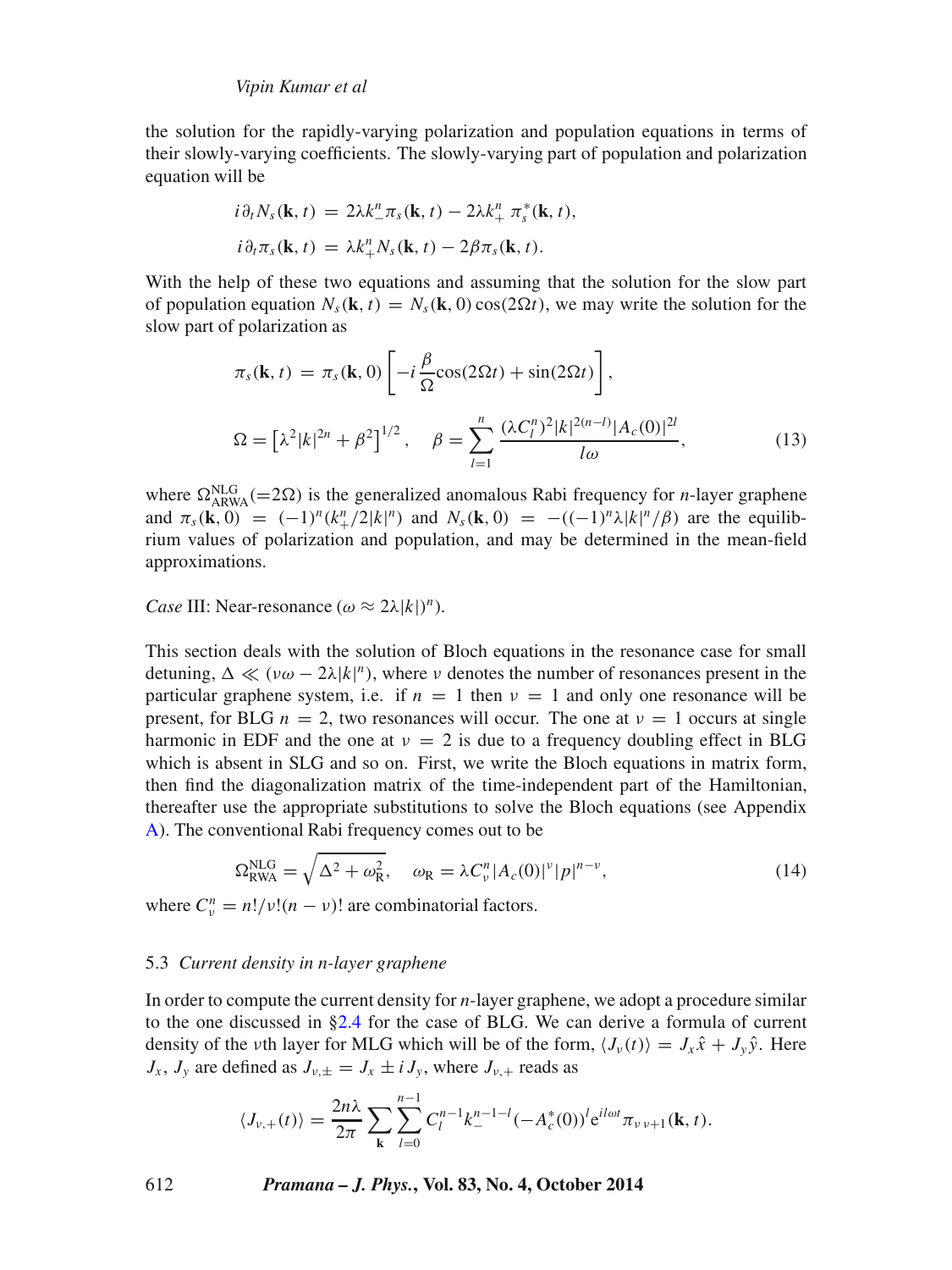the solution for the rapidly-varying polarization and population equations in terms of their slowly-varying coefficients. The slowly-varying part of population and polarization equation will be

$$
\begin{aligned}
i\partial_t N_s(\mathbf{k},t) &= 2\lambda k_-^n \pi_s(\mathbf{k},t) - 2\lambda k_+^n\, \pi_s^*(\mathbf{k},t),\\
i\partial_t \pi_s(\mathbf{k},t) &= \lambda k_+^n N_s(\mathbf{k},t) - 2\beta \pi_s(\mathbf{k},t).
\end{aligned}
$$

With the help of these two equations and assuming that the solution for the slow part of population equation $N_s(\mathbf{k},t) = N_s(\mathbf{k},0)\cos(2\Omega t)$, we may write the solution for the slow part of polarization as

$$
\pi_s(\mathbf{k},t) = \pi_s(\mathbf{k},0)\left[-i\frac{\beta}{\Omega}\cos(2\Omega t) + \sin(2\Omega t)\right],
$$

$$
\Omega = \left[\lambda^2|k|^{2n} + \beta^2\right]^{1/2}, \quad \beta = \sum_{l=1}^{n} \frac{(\lambda C_l^n)^2 |k|^{2(n-l)} |A_c(0)|^{2l}}{l\omega}, \tag{13}
$$

where $\Omega_{\text{ARWA}}^{\text{NLG}}(=2\Omega)$ is the generalized anomalous Rabi frequency for $n$-layer graphene and $\pi_s(\mathbf{k},0) = (-1)^n(k_+^n/2|k|^n)$ and $N_s(\mathbf{k},0) = -((-1)^n\lambda|k|^n/\beta)$ are the equilibrium values of polarization and population, and may be determined in the mean-field approximations.

*Case* III: Near-resonance ($\omega \approx 2\lambda|k|)^n$).

This section deals with the solution of Bloch equations in the resonance case for small detuning, $\Delta \ll (\nu\omega - 2\lambda|k|^n)$, where $\nu$ denotes the number of resonances present in the particular graphene system, i.e. if $n = 1$ then $\nu = 1$ and only one resonance will be present, for BLG $n = 2$, two resonances will occur. The one at $\nu = 1$ occurs at single harmonic in EDF and the one at $\nu = 2$ is due to a frequency doubling effect in BLG which is absent in SLG and so on. First, we write the Bloch equations in matrix form, then find the diagonalization matrix of the time-independent part of the Hamiltonian, thereafter use the appropriate substitutions to solve the Bloch equations (see Appendix A). The conventional Rabi frequency comes out to be

$$
\Omega_{\text{RWA}}^{\text{NLG}} = \sqrt{\Delta^2 + \omega_{\text{R}}^2}, \quad \omega_{\text{R}} = \lambda C_\nu^n |A_c(0)|^\nu |p|^{n-\nu}, \tag{14}
$$

where $C_\nu^n = n!/\nu!(n-\nu)!$ are combinatorial factors.

### 5.3 *Current density in n-layer graphene*

In order to compute the current density for $n$-layer graphene, we adopt a procedure similar to the one discussed in §2.4 for the case of BLG. We can derive a formula of current density of the $\nu$th layer for MLG which will be of the form, $\langle J_\nu(t)\rangle = J_x\hat{x} + J_y\hat{y}$. Here $J_x$, $J_y$ are defined as $J_{\nu,\pm} = J_x \pm iJ_y$, where $J_{\nu,+}$ reads as

$$
\langle J_{\nu,+}(t)\rangle = \frac{2n\lambda}{2\pi}\sum_{\mathbf{k}}\sum_{l=0}^{n-1} C_l^{n-1} k_-^{n-1-l}(-A_c^*(0))^l e^{il\omega t}\pi_{\nu\,\nu+1}(\mathbf{k},t).
$$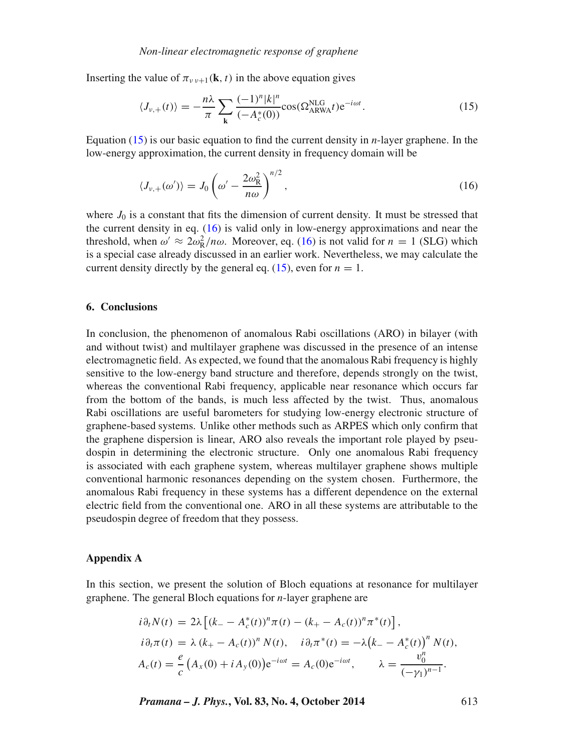Inserting the value of $\pi_{\nu\,\nu+1}(\mathbf{k}, t)$ in the above equation gives

$$\langle J_{\nu,+}(t)\rangle = -\frac{n\lambda}{\pi}\sum_{\mathbf{k}}\frac{(-1)^n|k|^n}{(-A_c^*(0))}\cos(\Omega_{\mathrm{ARWA}}^{\mathrm{NLG}}t)\mathrm{e}^{-i\omega t}. \tag{15}$$

Equation (15) is our basic equation to find the current density in $n$-layer graphene. In the low-energy approximation, the current density in frequency domain will be

$$\langle J_{\nu,+}(\omega')\rangle = J_0\left(\omega' - \frac{2\omega_{\mathrm{R}}^2}{n\omega}\right)^{n/2}, \tag{16}$$

where $J_0$ is a constant that fits the dimension of current density. It must be stressed that the current density in eq. (16) is valid only in low-energy approximations and near the threshold, when $\omega' \approx 2\omega_{\mathrm{R}}^2/n\omega$. Moreover, eq. (16) is not valid for $n = 1$ (SLG) which is a special case already discussed in an earlier work. Nevertheless, we may calculate the current density directly by the general eq. (15), even for $n = 1$.

## 6. Conclusions

In conclusion, the phenomenon of anomalous Rabi oscillations (ARO) in bilayer (with and without twist) and multilayer graphene was discussed in the presence of an intense electromagnetic field. As expected, we found that the anomalous Rabi frequency is highly sensitive to the low-energy band structure and therefore, depends strongly on the twist, whereas the conventional Rabi frequency, applicable near resonance which occurs far from the bottom of the bands, is much less affected by the twist. Thus, anomalous Rabi oscillations are useful barometers for studying low-energy electronic structure of graphene-based systems. Unlike other methods such as ARPES which only confirm that the graphene dispersion is linear, ARO also reveals the important role played by pseudospin in determining the electronic structure. Only one anomalous Rabi frequency is associated with each graphene system, whereas multilayer graphene shows multiple conventional harmonic resonances depending on the system chosen. Furthermore, the anomalous Rabi frequency in these systems has a different dependence on the external electric field from the conventional one. ARO in all these systems are attributable to the pseudospin degree of freedom that they possess.

## Appendix A

In this section, we present the solution of Bloch equations at resonance for multilayer graphene. The general Bloch equations for $n$-layer graphene are

$$i\partial_t N(t) = 2\lambda\left[(k_- - A_c^*(t))^n\pi(t) - (k_+ - A_c(t))^n\pi^*(t)\right],$$

$$i\partial_t\pi(t) = \lambda\,(k_+ - A_c(t))^n N(t), \quad i\partial_t\pi^*(t) = -\lambda\big(k_- - A_c^*(t)\big)^n N(t),$$

$$A_c(t) = \frac{e}{c}\big(A_x(0) + iA_y(0)\big)\mathrm{e}^{-i\omega t} = A_c(0)\mathrm{e}^{-i\omega t}, \qquad \lambda = \frac{v_0^n}{(-\gamma_1)^{n-1}}.$$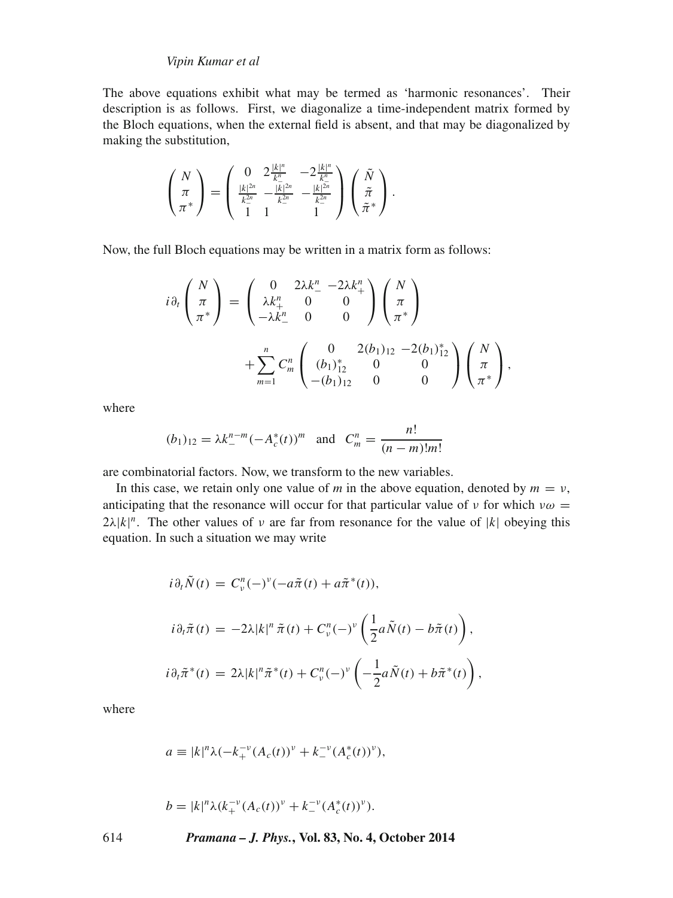The above equations exhibit what may be termed as 'harmonic resonances'. Their description is as follows. First, we diagonalize a time-independent matrix formed by the Bloch equations, when the external field is absent, and that may be diagonalized by making the substitution,

$$\begin{pmatrix} N \\ \pi \\ \pi^* \end{pmatrix} = \begin{pmatrix} 0 & 2\frac{|k|^n}{k_-^n} & -2\frac{|k|^n}{k_-^n} \\ \frac{|k|^{2n}}{k_-^{2n}} & -\frac{|k|^{2n}}{k_-^{2n}} & -\frac{|k|^{2n}}{k_-^{2n}} \\ 1 & 1 & 1 \end{pmatrix} \begin{pmatrix} \tilde{N} \\ \tilde{\pi} \\ \tilde{\pi}^* \end{pmatrix}.$$

Now, the full Bloch equations may be written in a matrix form as follows:

$$i\partial_t \begin{pmatrix} N \\ \pi \\ \pi^* \end{pmatrix} = \begin{pmatrix} 0 & 2\lambda k_-^n & -2\lambda k_+^n \\ \lambda k_+^n & 0 & 0 \\ -\lambda k_-^n & 0 & 0 \end{pmatrix} \begin{pmatrix} N \\ \pi \\ \pi^* \end{pmatrix}$$

$$+ \sum_{m=1}^{n} C_m^n \begin{pmatrix} 0 & 2(b_1)_{12} & -2(b_1)_{12}^* \\ (b_1)_{12}^* & 0 & 0 \\ -(b_1)_{12} & 0 & 0 \end{pmatrix} \begin{pmatrix} N \\ \pi \\ \pi^* \end{pmatrix},$$

where

$$(b_1)_{12} = \lambda k_-^{n-m}(-A_c^*(t))^m \quad \text{and} \quad C_m^n = \frac{n!}{(n-m)!m!}$$

are combinatorial factors. Now, we transform to the new variables.

In this case, we retain only one value of $m$ in the above equation, denoted by $m = \nu$, anticipating that the resonance will occur for that particular value of $\nu$ for which $\nu\omega = 2\lambda|k|^n$. The other values of $\nu$ are far from resonance for the value of $|k|$ obeying this equation. In such a situation we may write

$$i\partial_t \tilde{N}(t) = C_\nu^n (-)^\nu (-a\tilde{\pi}(t) + a\tilde{\pi}^*(t)),$$

$$i\partial_t \tilde{\pi}(t) = -2\lambda|k|^n \tilde{\pi}(t) + C_\nu^n (-)^\nu \left(\frac{1}{2}a\tilde{N}(t) - b\tilde{\pi}(t)\right),$$

$$i\partial_t \tilde{\pi}^*(t) = 2\lambda|k|^n \tilde{\pi}^*(t) + C_\nu^n (-)^\nu \left(-\frac{1}{2}a\tilde{N}(t) + b\tilde{\pi}^*(t)\right),$$

where

$$a \equiv |k|^n \lambda(-k_+^{-\nu}(A_c(t))^\nu + k_-^{-\nu}(A_c^*(t))^\nu),$$

$$b = |k|^n \lambda(k_+^{-\nu}(A_c(t))^\nu + k_-^{-\nu}(A_c^*(t))^\nu).$$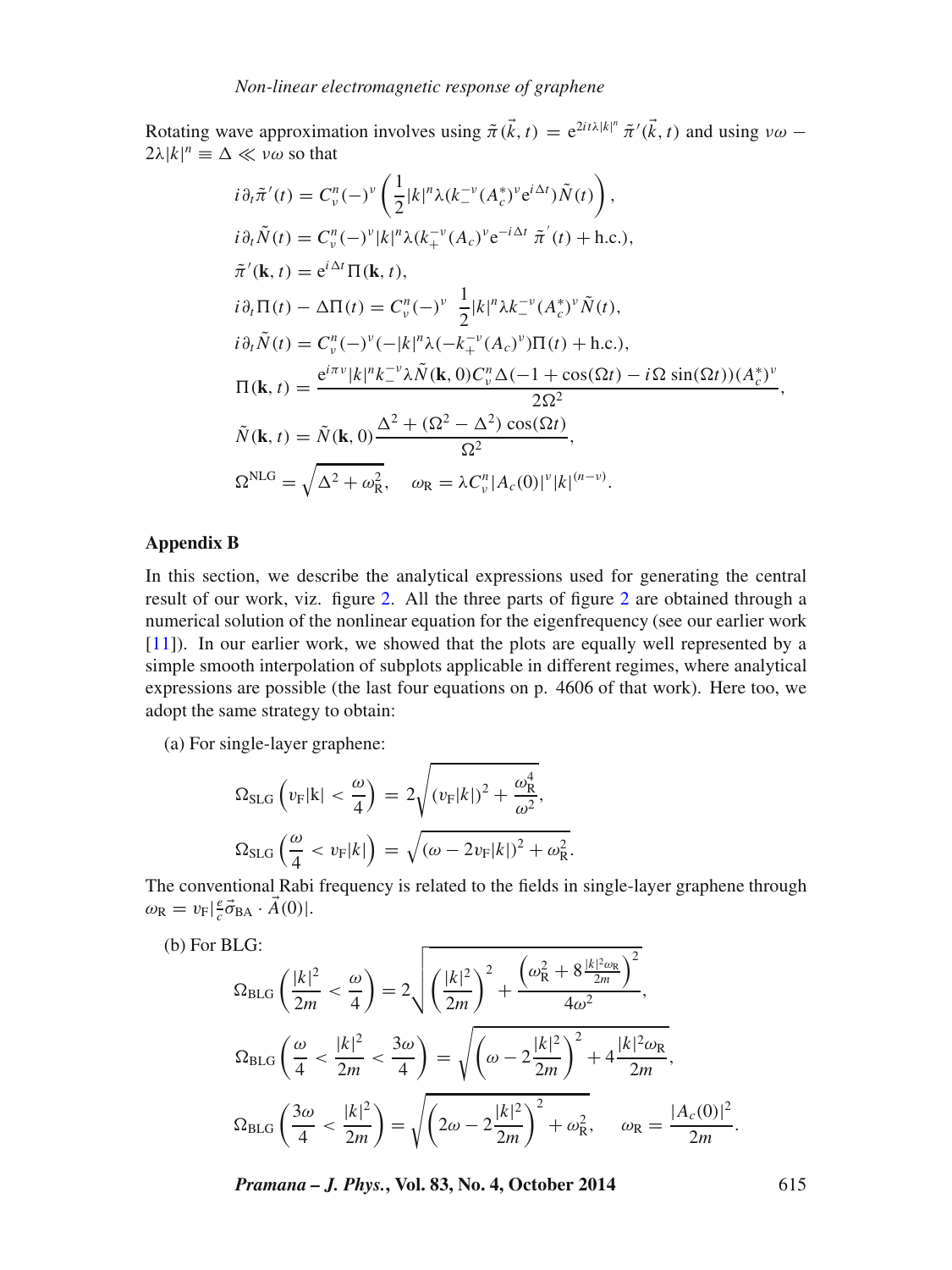Rotating wave approximation involves using $\tilde{\pi}(\vec{k}, t) = \mathrm{e}^{2it\lambda|k|^n}\,\tilde{\pi}'(\vec{k}, t)$ and using $\nu\omega - 2\lambda|k|^n \equiv \Delta \ll \nu\omega$ so that

$$
\begin{aligned}
i\partial_t\tilde{\pi}'(t) &= C^n_\nu(-)^\nu\left(\frac{1}{2}|k|^n\lambda(k_-^{-\nu}(A_c^*)^\nu \mathrm{e}^{i\Delta t})\tilde{N}(t)\right),\\
i\partial_t\tilde{N}(t) &= C^n_\nu(-)^\nu|k|^n\lambda(k_+^{-\nu}(A_c)^\nu \mathrm{e}^{-i\Delta t}\;\tilde{\pi}'(t) + \mathrm{h.c.}),\\
\tilde{\pi}'(\mathbf{k}, t) &= \mathrm{e}^{i\Delta t}\Pi(\mathbf{k}, t),\\
i\partial_t\Pi(t) - \Delta\Pi(t) &= C^n_\nu(-)^\nu\;\;\frac{1}{2}|k|^n\lambda k_-^{-\nu}(A_c^*)^\nu\tilde{N}(t),\\
i\partial_t\tilde{N}(t) &= C^n_\nu(-)^\nu(-|k|^n\lambda(-k_+^{-\nu}(A_c)^\nu)\Pi(t) + \mathrm{h.c.}),\\
\Pi(\mathbf{k}, t) &= \frac{\mathrm{e}^{i\pi\nu}|k|^n k_-^{-\nu}\lambda\tilde{N}(\mathbf{k}, 0)C^n_\nu\Delta(-1+\cos(\Omega t) - i\Omega\sin(\Omega t))(A_c^*)^\nu}{2\Omega^2},\\
\tilde{N}(\mathbf{k}, t) &= \tilde{N}(\mathbf{k}, 0)\frac{\Delta^2 + (\Omega^2 - \Delta^2)\cos(\Omega t)}{\Omega^2},\\
\Omega^{\mathrm{NLG}} &= \sqrt{\Delta^2 + \omega_{\mathrm{R}}^2}, \quad \omega_{\mathrm{R}} = \lambda C^n_\nu|A_c(0)|^\nu|k|^{(n-\nu)}.
\end{aligned}
$$

## Appendix B

In this section, we describe the analytical expressions used for generating the central result of our work, viz. figure 2. All the three parts of figure 2 are obtained through a numerical solution of the nonlinear equation for the eigenfrequency (see our earlier work [11]). In our earlier work, we showed that the plots are equally well represented by a simple smooth interpolation of subplots applicable in different regimes, where analytical expressions are possible (the last four equations on p. 4606 of that work). Here too, we adopt the same strategy to obtain:

(a) For single-layer graphene:

$$
\Omega_{\mathrm{SLG}}\left(v_{\mathrm{F}}|\mathrm{k}| < \frac{\omega}{4}\right) = 2\sqrt{(v_{\mathrm{F}}|k|)^2 + \frac{\omega_{\mathrm{R}}^4}{\omega^2}},
$$

$$
\Omega_{\mathrm{SLG}}\left(\frac{\omega}{4} < v_{\mathrm{F}}|k|\right) = \sqrt{(\omega - 2v_{\mathrm{F}}|k|)^2 + \omega_{\mathrm{R}}^2}.
$$

The conventional Rabi frequency is related to the fields in single-layer graphene through $\omega_{\mathrm{R}} = v_{\mathrm{F}}|\frac{e}{c}\vec{\sigma}_{\mathrm{BA}}\cdot\vec{A}(0)|$.

(b) For BLG:

$$
\Omega_{\mathrm{BLG}}\left(\frac{|k|^2}{2m} < \frac{\omega}{4}\right) = 2\sqrt{\left(\frac{|k|^2}{2m}\right)^2 + \frac{\left(\omega_{\mathrm{R}}^2 + 8\frac{|k|^2\omega_{\mathrm{R}}}{2m}\right)^2}{4\omega^2}},
$$

$$
\Omega_{\mathrm{BLG}}\left(\frac{\omega}{4} < \frac{|k|^2}{2m} < \frac{3\omega}{4}\right) = \sqrt{\left(\omega - 2\frac{|k|^2}{2m}\right)^2 + 4\frac{|k|^2\omega_{\mathrm{R}}}{2m}},
$$

$$
\Omega_{\mathrm{BLG}}\left(\frac{3\omega}{4} < \frac{|k|^2}{2m}\right) = \sqrt{\left(2\omega - 2\frac{|k|^2}{2m}\right)^2 + \omega_{\mathrm{R}}^2}, \quad \omega_{\mathrm{R}} = \frac{|A_c(0)|^2}{2m}.
$$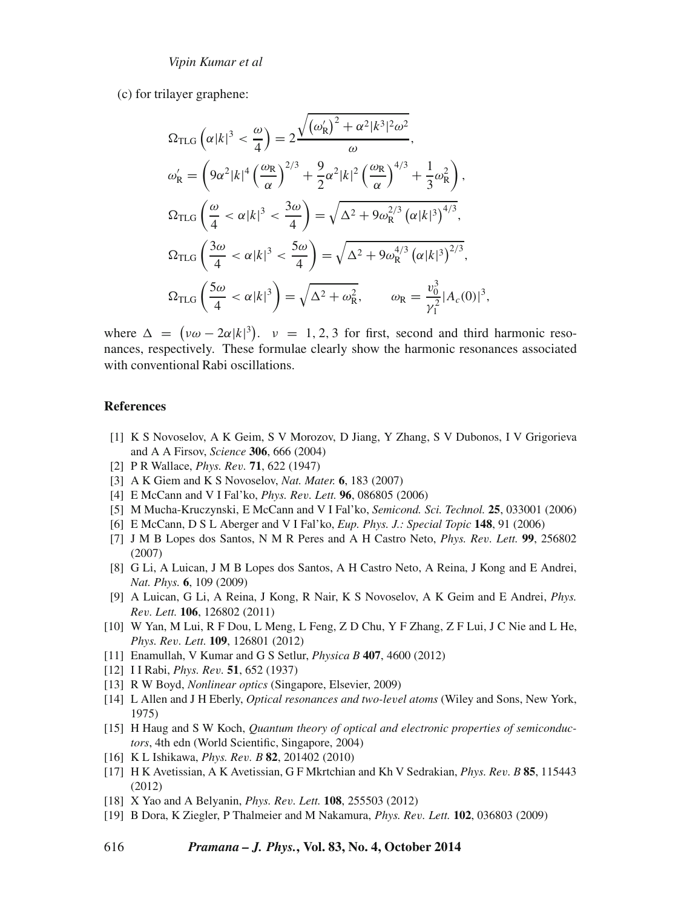(c) for trilayer graphene:

$$
\begin{aligned}
&\Omega_{\mathrm{TLG}}\left(\alpha|k|^{3}<\frac{\omega}{4}\right)=2\frac{\sqrt{\left(\omega_{\mathrm{R}}'\right)^{2}+\alpha^{2}|k^{3}|^{2}\omega^{2}}}{\omega},\\
&\omega_{\mathrm{R}}'=\left(9\alpha^{2}|k|^{4}\left(\frac{\omega_{\mathrm{R}}}{\alpha}\right)^{2/3}+\frac{9}{2}\alpha^{2}|k|^{2}\left(\frac{\omega_{\mathrm{R}}}{\alpha}\right)^{4/3}+\frac{1}{3}\omega_{\mathrm{R}}^{2}\right),\\
&\Omega_{\mathrm{TLG}}\left(\frac{\omega}{4}<\alpha|k|^{3}<\frac{3\omega}{4}\right)=\sqrt{\Delta^{2}+9\omega_{\mathrm{R}}^{2/3}\left(\alpha|k|^{3}\right)^{4/3}},\\
&\Omega_{\mathrm{TLG}}\left(\frac{3\omega}{4}<\alpha|k|^{3}<\frac{5\omega}{4}\right)=\sqrt{\Delta^{2}+9\omega_{\mathrm{R}}^{4/3}\left(\alpha|k|^{3}\right)^{2/3}},\\
&\Omega_{\mathrm{TLG}}\left(\frac{5\omega}{4}<\alpha|k|^{3}\right)=\sqrt{\Delta^{2}+\omega_{\mathrm{R}}^{2}},\qquad \omega_{\mathrm{R}}=\frac{v_{0}^{3}}{\gamma_{1}^{2}}|A_{c}(0)|^{3},
\end{aligned}
$$

where $\Delta = \left(\nu\omega - 2\alpha|k|^{3}\right)$. $\nu = 1, 2, 3$ for first, second and third harmonic resonances, respectively. These formulae clearly show the harmonic resonances associated with conventional Rabi oscillations.

## References

[1] K S Novoselov, A K Geim, S V Morozov, D Jiang, Y Zhang, S V Dubonos, I V Grigorieva and A A Firsov, *Science* **306**, 666 (2004)

[2] P R Wallace, *Phys. Rev.* **71**, 622 (1947)

[3] A K Giem and K S Novoselov, *Nat. Mater.* **6**, 183 (2007)

[4] E McCann and V I Fal'ko, *Phys. Rev. Lett.* **96**, 086805 (2006)

[5] M Mucha-Kruczynski, E McCann and V I Fal'ko, *Semicond. Sci. Technol.* **25**, 033001 (2006)

[6] E McCann, D S L Aberger and V I Fal'ko, *Eup. Phys. J.: Special Topic* **148**, 91 (2006)

[7] J M B Lopes dos Santos, N M R Peres and A H Castro Neto, *Phys. Rev. Lett.* **99**, 256802 (2007)

[8] G Li, A Luican, J M B Lopes dos Santos, A H Castro Neto, A Reina, J Kong and E Andrei, *Nat. Phys.* **6**, 109 (2009)

[9] A Luican, G Li, A Reina, J Kong, R Nair, K S Novoselov, A K Geim and E Andrei, *Phys. Rev. Lett.* **106**, 126802 (2011)

[10] W Yan, M Lui, R F Dou, L Meng, L Feng, Z D Chu, Y F Zhang, Z F Lui, J C Nie and L He, *Phys. Rev. Lett.* **109**, 126801 (2012)

[11] Enamullah, V Kumar and G S Setlur, *Physica B* **407**, 4600 (2012)

[12] I I Rabi, *Phys. Rev.* **51**, 652 (1937)

[13] R W Boyd, *Nonlinear optics* (Singapore, Elsevier, 2009)

[14] L Allen and J H Eberly, *Optical resonances and two-level atoms* (Wiley and Sons, New York, 1975)

[15] H Haug and S W Koch, *Quantum theory of optical and electronic properties of semiconductors*, 4th edn (World Scientific, Singapore, 2004)

[16] K L Ishikawa, *Phys. Rev. B* **82**, 201402 (2010)

[17] H K Avetissian, A K Avetissian, G F Mkrtchian and Kh V Sedrakian, *Phys. Rev. B* **85**, 115443 (2012)

[18] X Yao and A Belyanin, *Phys. Rev. Lett.* **108**, 255503 (2012)

[19] B Dora, K Ziegler, P Thalmeier and M Nakamura, *Phys. Rev. Lett.* **102**, 036803 (2009)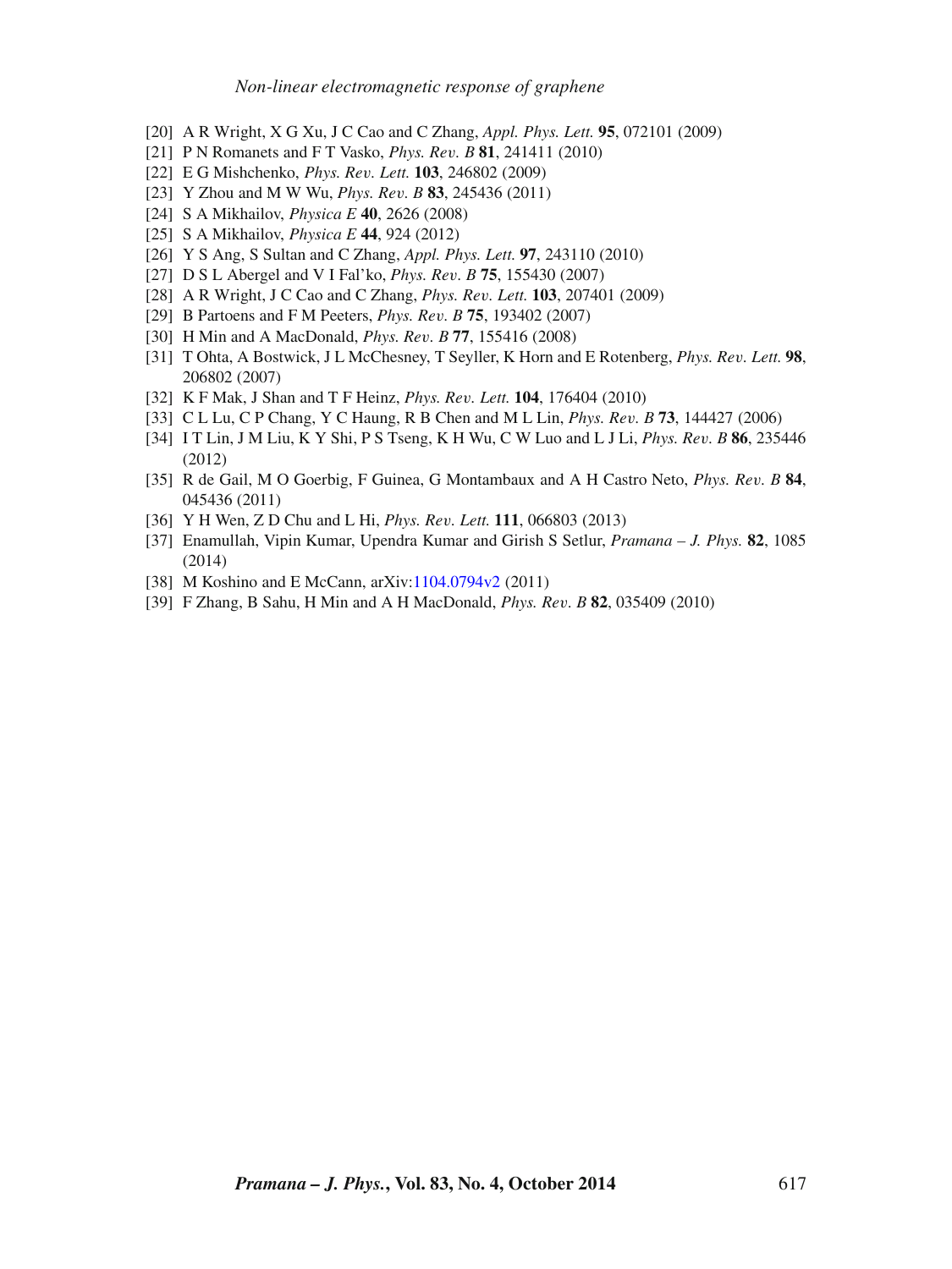[20] A R Wright, X G Xu, J C Cao and C Zhang, *Appl. Phys. Lett.* **95**, 072101 (2009)
[21] P N Romanets and F T Vasko, *Phys. Rev. B* **81**, 241411 (2010)
[22] E G Mishchenko, *Phys. Rev. Lett.* **103**, 246802 (2009)
[23] Y Zhou and M W Wu, *Phys. Rev. B* **83**, 245436 (2011)
[24] S A Mikhailov, *Physica E* **40**, 2626 (2008)
[25] S A Mikhailov, *Physica E* **44**, 924 (2012)
[26] Y S Ang, S Sultan and C Zhang, *Appl. Phys. Lett.* **97**, 243110 (2010)
[27] D S L Abergel and V I Fal'ko, *Phys. Rev. B* **75**, 155430 (2007)
[28] A R Wright, J C Cao and C Zhang, *Phys. Rev. Lett.* **103**, 207401 (2009)
[29] B Partoens and F M Peeters, *Phys. Rev. B* **75**, 193402 (2007)
[30] H Min and A MacDonald, *Phys. Rev. B* **77**, 155416 (2008)
[31] T Ohta, A Bostwick, J L McChesney, T Seyller, K Horn and E Rotenberg, *Phys. Rev. Lett.* **98**, 206802 (2007)
[32] K F Mak, J Shan and T F Heinz, *Phys. Rev. Lett.* **104**, 176404 (2010)
[33] C L Lu, C P Chang, Y C Haung, R B Chen and M L Lin, *Phys. Rev. B* **73**, 144427 (2006)
[34] I T Lin, J M Liu, K Y Shi, P S Tseng, K H Wu, C W Luo and L J Li, *Phys. Rev. B* **86**, 235446 (2012)
[35] R de Gail, M O Goerbig, F Guinea, G Montambaux and A H Castro Neto, *Phys. Rev. B* **84**, 045436 (2011)
[36] Y H Wen, Z D Chu and L Hi, *Phys. Rev. Lett.* **111**, 066803 (2013)
[37] Enamullah, Vipin Kumar, Upendra Kumar and Girish S Setlur, *Pramana – J. Phys.* **82**, 1085 (2014)
[38] M Koshino and E McCann, arXiv:1104.0794v2 (2011)
[39] F Zhang, B Sahu, H Min and A H MacDonald, *Phys. Rev. B* **82**, 035409 (2010)